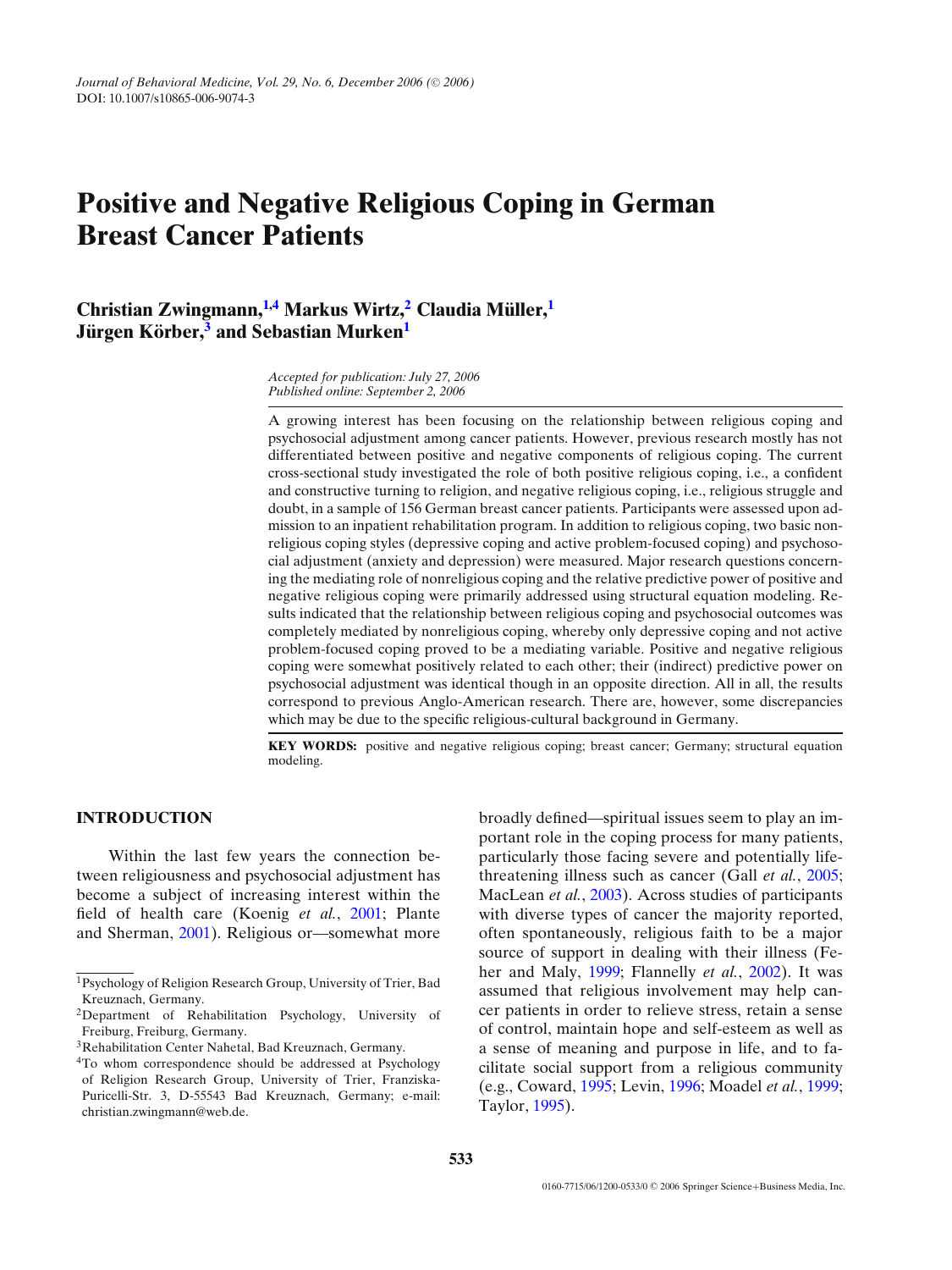# Positive and Negative Religious Coping in German Breast Cancer Patients

**Christian Zwingmann,[1,4] Markus Wirtz,[2] Claudia Müller,[1] Jürgen Körber,[3] and Sebastian Murken[1]**

*Accepted for publication: July 27, 2006*
*Published online: September 2, 2006*

A growing interest has been focusing on the relationship between religious coping and psychosocial adjustment among cancer patients. However, previous research mostly has not differentiated between positive and negative components of religious coping. The current cross-sectional study investigated the role of both positive religious coping, i.e., a confident and constructive turning to religion, and negative religious coping, i.e., religious struggle and doubt, in a sample of 156 German breast cancer patients. Participants were assessed upon admission to an inpatient rehabilitation program. In addition to religious coping, two basic nonreligious coping styles (depressive coping and active problem-focused coping) and psychosocial adjustment (anxiety and depression) were measured. Major research questions concerning the mediating role of nonreligious coping and the relative predictive power of positive and negative religious coping were primarily addressed using structural equation modeling. Results indicated that the relationship between religious coping and psychosocial outcomes was completely mediated by nonreligious coping, whereby only depressive coping and not active problem-focused coping proved to be a mediating variable. Positive and negative religious coping were somewhat positively related to each other; their (indirect) predictive power on psychosocial adjustment was identical though in an opposite direction. All in all, the results correspond to previous Anglo-American research. There are, however, some discrepancies which may be due to the specific religious-cultural background in Germany.

**KEY WORDS:** positive and negative religious coping; breast cancer; Germany; structural equation modeling.

## INTRODUCTION

Within the last few years the connection between religiousness and psychosocial adjustment has become a subject of increasing interest within the field of health care (Koenig *et al.*, 2001; Plante and Sherman, 2001). Religious or—somewhat more broadly defined—spiritual issues seem to play an important role in the coping process for many patients, particularly those facing severe and potentially life-threatening illness such as cancer (Gall *et al.*, 2005; MacLean *et al.*, 2003). Across studies of participants with diverse types of cancer the majority reported, often spontaneously, religious faith to be a major source of support in dealing with their illness (Feher and Maly, 1999; Flannelly *et al.*, 2002). It was assumed that religious involvement may help cancer patients in order to relieve stress, retain a sense of control, maintain hope and self-esteem as well as a sense of meaning and purpose in life, and to facilitate social support from a religious community (e.g., Coward, 1995; Levin, 1996; Moadel *et al.*, 1999; Taylor, 1995).

---

[1] Psychology of Religion Research Group, University of Trier, Bad Kreuznach, Germany.

[2] Department of Rehabilitation Psychology, University of Freiburg, Freiburg, Germany.

[3] Rehabilitation Center Nahetal, Bad Kreuznach, Germany.

[4] To whom correspondence should be addressed at Psychology of Religion Research Group, University of Trier, Franziska-Puricelli-Str. 3, D-55543 Bad Kreuznach, Germany; e-mail: christian.zwingmann@web.de.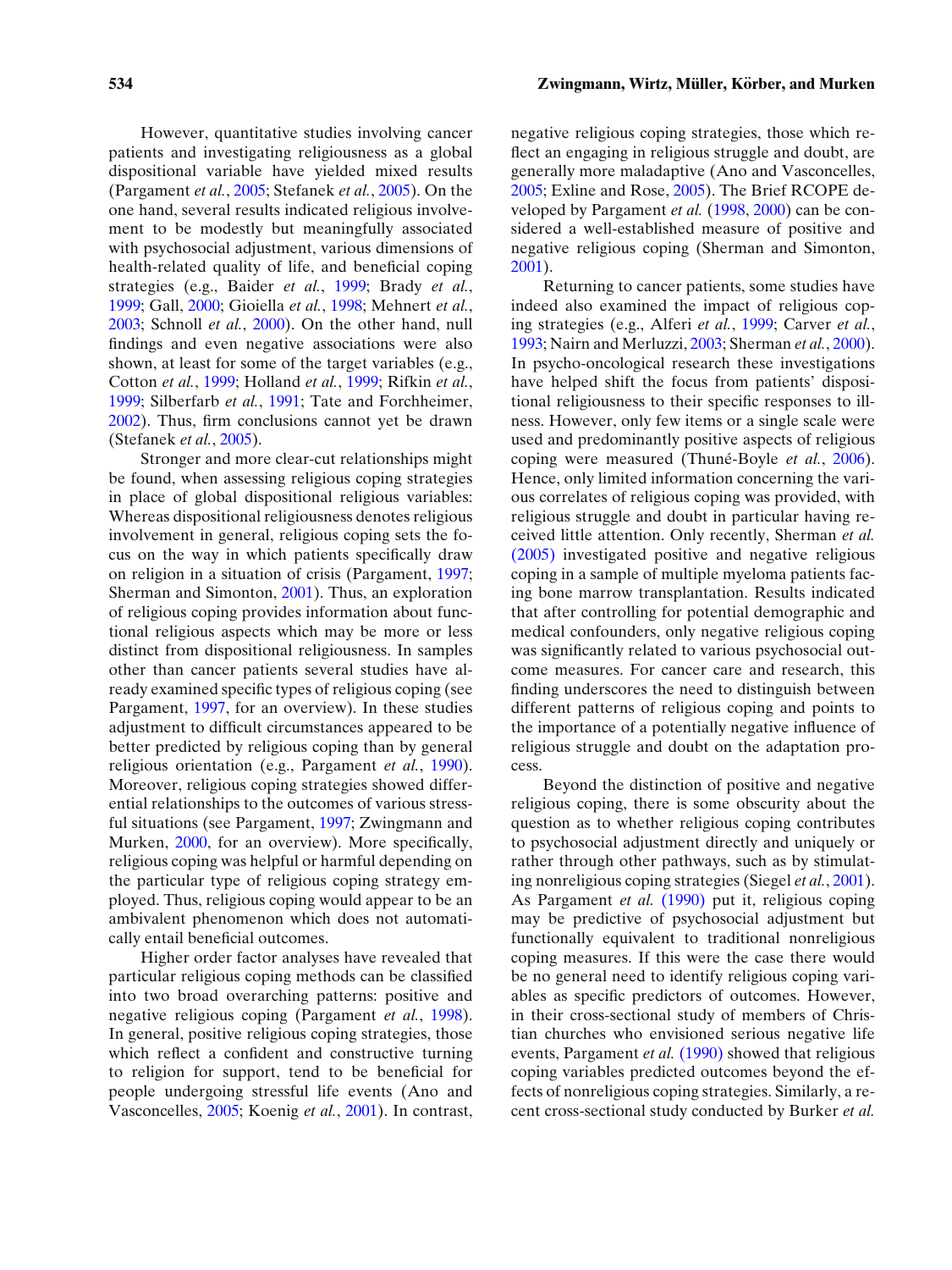However, quantitative studies involving cancer patients and investigating religiousness as a global dispositional variable have yielded mixed results (Pargament *et al.*, 2005; Stefanek *et al.*, 2005). On the one hand, several results indicated religious involvement to be modestly but meaningfully associated with psychosocial adjustment, various dimensions of health-related quality of life, and beneficial coping strategies (e.g., Baider *et al.*, 1999; Brady *et al.*, 1999; Gall, 2000; Gioiella *et al.*, 1998; Mehnert *et al.*, 2003; Schnoll *et al.*, 2000). On the other hand, null findings and even negative associations were also shown, at least for some of the target variables (e.g., Cotton *et al.*, 1999; Holland *et al.*, 1999; Rifkin *et al.*, 1999; Silberfarb *et al.*, 1991; Tate and Forchheimer, 2002). Thus, firm conclusions cannot yet be drawn (Stefanek *et al.*, 2005).

Stronger and more clear-cut relationships might be found, when assessing religious coping strategies in place of global dispositional religious variables: Whereas dispositional religiousness denotes religious involvement in general, religious coping sets the focus on the way in which patients specifically draw on religion in a situation of crisis (Pargament, 1997; Sherman and Simonton, 2001). Thus, an exploration of religious coping provides information about functional religious aspects which may be more or less distinct from dispositional religiousness. In samples other than cancer patients several studies have already examined specific types of religious coping (see Pargament, 1997, for an overview). In these studies adjustment to difficult circumstances appeared to be better predicted by religious coping than by general religious orientation (e.g., Pargament *et al.*, 1990). Moreover, religious coping strategies showed differential relationships to the outcomes of various stressful situations (see Pargament, 1997; Zwingmann and Murken, 2000, for an overview). More specifically, religious coping was helpful or harmful depending on the particular type of religious coping strategy employed. Thus, religious coping would appear to be an ambivalent phenomenon which does not automatically entail beneficial outcomes.

Higher order factor analyses have revealed that particular religious coping methods can be classified into two broad overarching patterns: positive and negative religious coping (Pargament *et al.*, 1998). In general, positive religious coping strategies, those which reflect a confident and constructive turning to religion for support, tend to be beneficial for people undergoing stressful life events (Ano and Vasconcelles, 2005; Koenig *et al.*, 2001). In contrast, negative religious coping strategies, those which reflect an engaging in religious struggle and doubt, are generally more maladaptive (Ano and Vasconcelles, 2005; Exline and Rose, 2005). The Brief RCOPE developed by Pargament *et al.* (1998, 2000) can be considered a well-established measure of positive and negative religious coping (Sherman and Simonton, 2001).

Returning to cancer patients, some studies have indeed also examined the impact of religious coping strategies (e.g., Alferi *et al.*, 1999; Carver *et al.*, 1993; Nairn and Merluzzi, 2003; Sherman *et al.*, 2000). In psycho-oncological research these investigations have helped shift the focus from patients' dispositional religiousness to their specific responses to illness. However, only few items or a single scale were used and predominantly positive aspects of religious coping were measured (Thuné-Boyle *et al.*, 2006). Hence, only limited information concerning the various correlates of religious coping was provided, with religious struggle and doubt in particular having received little attention. Only recently, Sherman *et al.* (2005) investigated positive and negative religious coping in a sample of multiple myeloma patients facing bone marrow transplantation. Results indicated that after controlling for potential demographic and medical confounders, only negative religious coping was significantly related to various psychosocial outcome measures. For cancer care and research, this finding underscores the need to distinguish between different patterns of religious coping and points to the importance of a potentially negative influence of religious struggle and doubt on the adaptation process.

Beyond the distinction of positive and negative religious coping, there is some obscurity about the question as to whether religious coping contributes to psychosocial adjustment directly and uniquely or rather through other pathways, such as by stimulating nonreligious coping strategies (Siegel *et al.*, 2001). As Pargament *et al.* (1990) put it, religious coping may be predictive of psychosocial adjustment but functionally equivalent to traditional nonreligious coping measures. If this were the case there would be no general need to identify religious coping variables as specific predictors of outcomes. However, in their cross-sectional study of members of Christian churches who envisioned serious negative life events, Pargament *et al.* (1990) showed that religious coping variables predicted outcomes beyond the effects of nonreligious coping strategies. Similarly, a recent cross-sectional study conducted by Burker *et al.*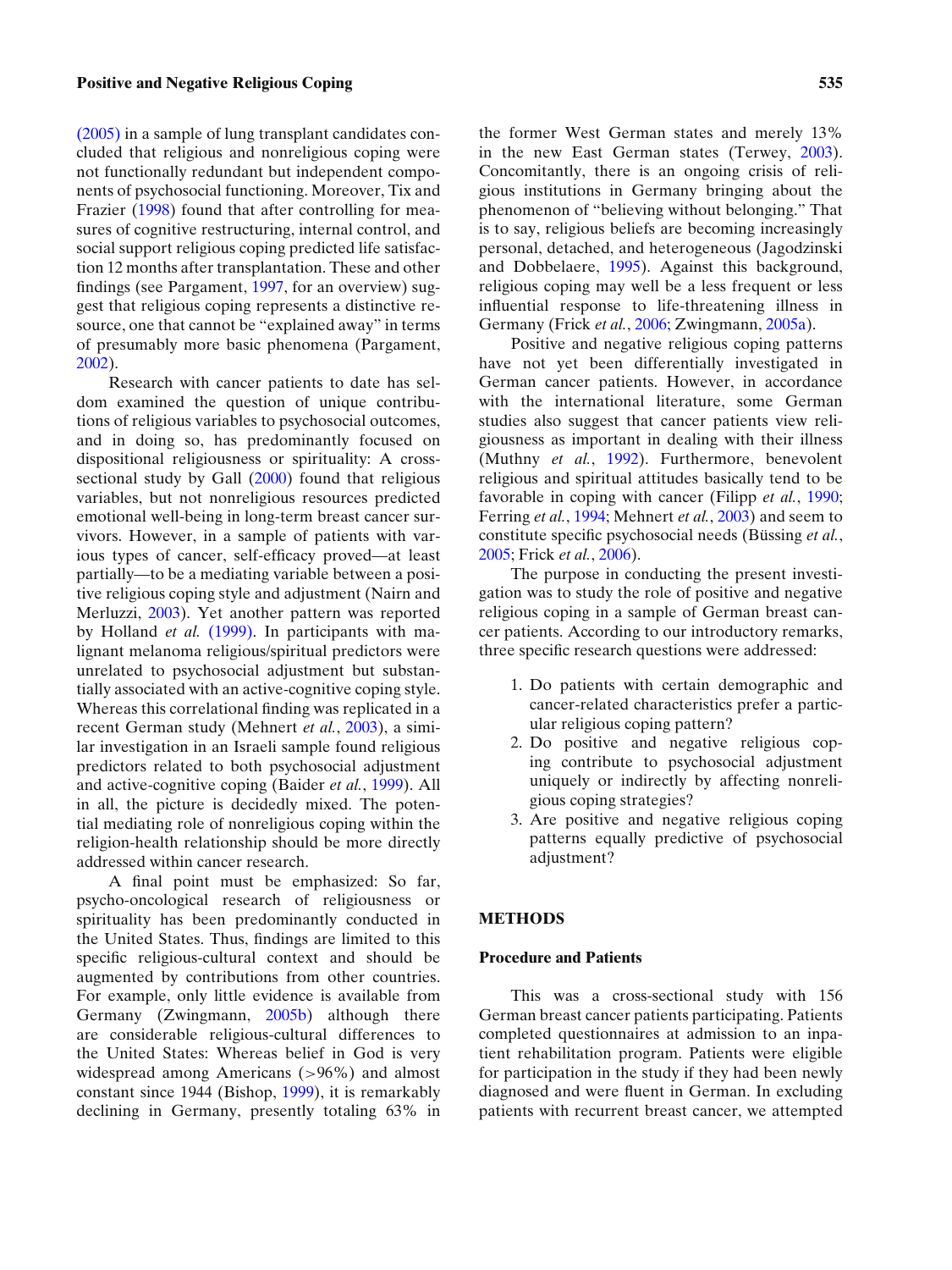(2005) in a sample of lung transplant candidates concluded that religious and nonreligious coping were not functionally redundant but independent components of psychosocial functioning. Moreover, Tix and Frazier (1998) found that after controlling for measures of cognitive restructuring, internal control, and social support religious coping predicted life satisfaction 12 months after transplantation. These and other findings (see Pargament, 1997, for an overview) suggest that religious coping represents a distinctive resource, one that cannot be "explained away" in terms of presumably more basic phenomena (Pargament, 2002).

Research with cancer patients to date has seldom examined the question of unique contributions of religious variables to psychosocial outcomes, and in doing so, has predominantly focused on dispositional religiousness or spirituality: A cross-sectional study by Gall (2000) found that religious variables, but not nonreligious resources predicted emotional well-being in long-term breast cancer survivors. However, in a sample of patients with various types of cancer, self-efficacy proved—at least partially—to be a mediating variable between a positive religious coping style and adjustment (Nairn and Merluzzi, 2003). Yet another pattern was reported by Holland *et al.* (1999). In participants with malignant melanoma religious/spiritual predictors were unrelated to psychosocial adjustment but substantially associated with an active-cognitive coping style. Whereas this correlational finding was replicated in a recent German study (Mehnert *et al.*, 2003), a similar investigation in an Israeli sample found religious predictors related to both psychosocial adjustment and active-cognitive coping (Baider *et al.*, 1999). All in all, the picture is decidedly mixed. The potential mediating role of nonreligious coping within the religion-health relationship should be more directly addressed within cancer research.

A final point must be emphasized: So far, psycho-oncological research of religiousness or spirituality has been predominantly conducted in the United States. Thus, findings are limited to this specific religious-cultural context and should be augmented by contributions from other countries. For example, only little evidence is available from Germany (Zwingmann, 2005b) although there are considerable religious-cultural differences to the United States: Whereas belief in God is very widespread among Americans (>96%) and almost constant since 1944 (Bishop, 1999), it is remarkably declining in Germany, presently totaling 63% in the former West German states and merely 13% in the new East German states (Terwey, 2003). Concomitantly, there is an ongoing crisis of religious institutions in Germany bringing about the phenomenon of "believing without belonging." That is to say, religious beliefs are becoming increasingly personal, detached, and heterogeneous (Jagodzinski and Dobbelaere, 1995). Against this background, religious coping may well be a less frequent or less influential response to life-threatening illness in Germany (Frick *et al.*, 2006; Zwingmann, 2005a).

Positive and negative religious coping patterns have not yet been differentially investigated in German cancer patients. However, in accordance with the international literature, some German studies also suggest that cancer patients view religiousness as important in dealing with their illness (Muthny *et al.*, 1992). Furthermore, benevolent religious and spiritual attitudes basically tend to be favorable in coping with cancer (Filipp *et al.*, 1990; Ferring *et al.*, 1994; Mehnert *et al.*, 2003) and seem to constitute specific psychosocial needs (Büssing *et al.*, 2005; Frick *et al.*, 2006).

The purpose in conducting the present investigation was to study the role of positive and negative religious coping in a sample of German breast cancer patients. According to our introductory remarks, three specific research questions were addressed:

1. Do patients with certain demographic and cancer-related characteristics prefer a particular religious coping pattern?
2. Do positive and negative religious coping contribute to psychosocial adjustment uniquely or indirectly by affecting nonreligious coping strategies?
3. Are positive and negative religious coping patterns equally predictive of psychosocial adjustment?

## METHODS

### Procedure and Patients

This was a cross-sectional study with 156 German breast cancer patients participating. Patients completed questionnaires at admission to an inpatient rehabilitation program. Patients were eligible for participation in the study if they had been newly diagnosed and were fluent in German. In excluding patients with recurrent breast cancer, we attempted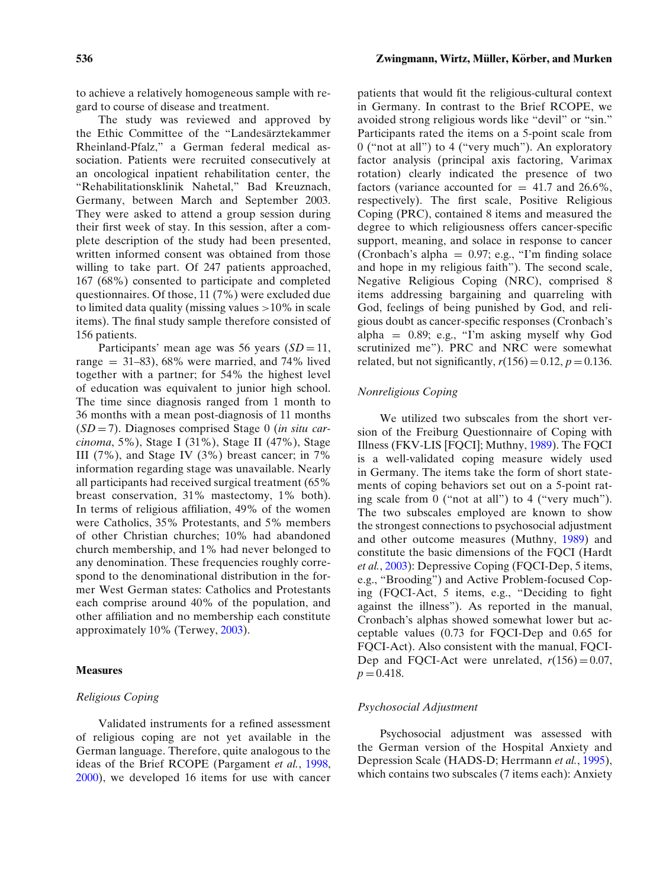to achieve a relatively homogeneous sample with regard to course of disease and treatment.

The study was reviewed and approved by the Ethic Committee of the "Landesärztekammer Rheinland-Pfalz," a German federal medical association. Patients were recruited consecutively at an oncological inpatient rehabilitation center, the "Rehabilitationsklinik Nahetal," Bad Kreuznach, Germany, between March and September 2003. They were asked to attend a group session during their first week of stay. In this session, after a complete description of the study had been presented, written informed consent was obtained from those willing to take part. Of 247 patients approached, 167 (68%) consented to participate and completed questionnaires. Of those, 11 (7%) were excluded due to limited data quality (missing values >10% in scale items). The final study sample therefore consisted of 156 patients.

Participants' mean age was 56 years ($SD = 11$, range = 31–83), 68% were married, and 74% lived together with a partner; for 54% the highest level of education was equivalent to junior high school. The time since diagnosis ranged from 1 month to 36 months with a mean post-diagnosis of 11 months ($SD = 7$). Diagnoses comprised Stage 0 (*in situ carcinoma*, 5%), Stage I (31%), Stage II (47%), Stage III (7%), and Stage IV (3%) breast cancer; in 7% information regarding stage was unavailable. Nearly all participants had received surgical treatment (65% breast conservation, 31% mastectomy, 1% both). In terms of religious affiliation, 49% of the women were Catholics, 35% Protestants, and 5% members of other Christian churches; 10% had abandoned church membership, and 1% had never belonged to any denomination. These frequencies roughly correspond to the denominational distribution in the former West German states: Catholics and Protestants each comprise around 40% of the population, and other affiliation and no membership each constitute approximately 10% (Terwey, 2003).

### Measures

#### *Religious Coping*

Validated instruments for a refined assessment of religious coping are not yet available in the German language. Therefore, quite analogous to the ideas of the Brief RCOPE (Pargament *et al.*, 1998, 2000), we developed 16 items for use with cancer patients that would fit the religious-cultural context in Germany. In contrast to the Brief RCOPE, we avoided strong religious words like "devil" or "sin." Participants rated the items on a 5-point scale from 0 ("not at all") to 4 ("very much"). An exploratory factor analysis (principal axis factoring, Varimax rotation) clearly indicated the presence of two factors (variance accounted for = 41.7 and 26.6%, respectively). The first scale, Positive Religious Coping (PRC), contained 8 items and measured the degree to which religiousness offers cancer-specific support, meaning, and solace in response to cancer (Cronbach's alpha = 0.97; e.g., "I'm finding solace and hope in my religious faith"). The second scale, Negative Religious Coping (NRC), comprised 8 items addressing bargaining and quarreling with God, feelings of being punished by God, and religious doubt as cancer-specific responses (Cronbach's alpha = 0.89; e.g., "I'm asking myself why God scrutinized me"). PRC and NRC were somewhat related, but not significantly, $r(156) = 0.12$, $p = 0.136$.

#### *Nonreligious Coping*

We utilized two subscales from the short version of the Freiburg Questionnaire of Coping with Illness (FKV-LIS [FQCI]; Muthny, 1989). The FQCI is a well-validated coping measure widely used in Germany. The items take the form of short statements of coping behaviors set out on a 5-point rating scale from 0 ("not at all") to 4 ("very much"). The two subscales employed are known to show the strongest connections to psychosocial adjustment and other outcome measures (Muthny, 1989) and constitute the basic dimensions of the FQCI (Hardt *et al.*, 2003): Depressive Coping (FQCI-Dep, 5 items, e.g., "Brooding") and Active Problem-focused Coping (FQCI-Act, 5 items, e.g., "Deciding to fight against the illness"). As reported in the manual, Cronbach's alphas showed somewhat lower but acceptable values (0.73 for FQCI-Dep and 0.65 for FQCI-Act). Also consistent with the manual, FQCI-Dep and FQCI-Act were unrelated, $r(156) = 0.07$, $p = 0.418$.

#### *Psychosocial Adjustment*

Psychosocial adjustment was assessed with the German version of the Hospital Anxiety and Depression Scale (HADS-D; Herrmann *et al.*, 1995), which contains two subscales (7 items each): Anxiety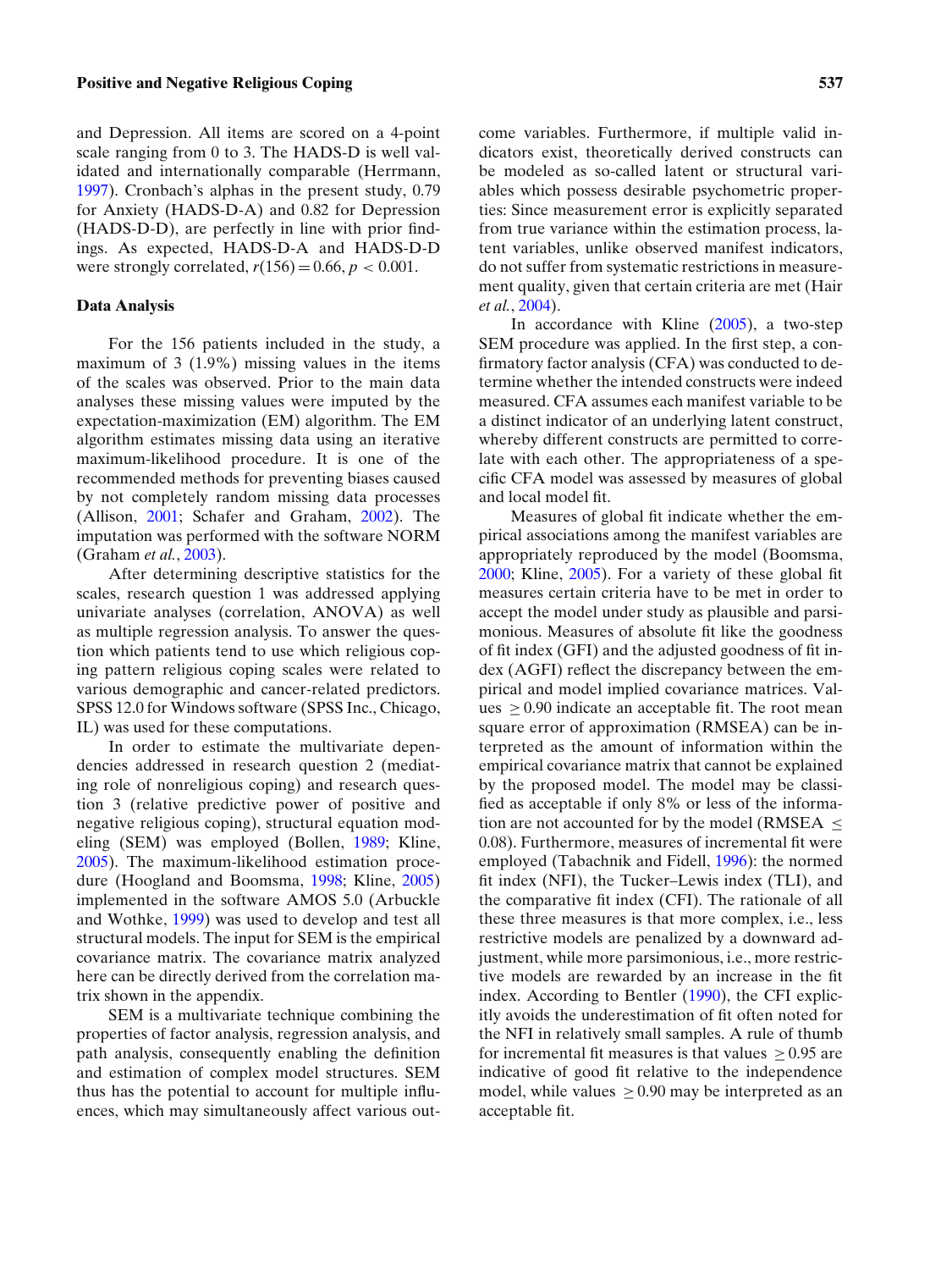and Depression. All items are scored on a 4-point scale ranging from 0 to 3. The HADS-D is well validated and internationally comparable (Herrmann, 1997). Cronbach's alphas in the present study, 0.79 for Anxiety (HADS-D-A) and 0.82 for Depression (HADS-D-D), are perfectly in line with prior findings. As expected, HADS-D-A and HADS-D-D were strongly correlated, $r(156) = 0.66$, $p < 0.001$.

### Data Analysis

For the 156 patients included in the study, a maximum of 3 (1.9%) missing values in the items of the scales was observed. Prior to the main data analyses these missing values were imputed by the expectation-maximization (EM) algorithm. The EM algorithm estimates missing data using an iterative maximum-likelihood procedure. It is one of the recommended methods for preventing biases caused by not completely random missing data processes (Allison, 2001; Schafer and Graham, 2002). The imputation was performed with the software NORM (Graham *et al.*, 2003).

After determining descriptive statistics for the scales, research question 1 was addressed applying univariate analyses (correlation, ANOVA) as well as multiple regression analysis. To answer the question which patients tend to use which religious coping pattern religious coping scales were related to various demographic and cancer-related predictors. SPSS 12.0 for Windows software (SPSS Inc., Chicago, IL) was used for these computations.

In order to estimate the multivariate dependencies addressed in research question 2 (mediating role of nonreligious coping) and research question 3 (relative predictive power of positive and negative religious coping), structural equation modeling (SEM) was employed (Bollen, 1989; Kline, 2005). The maximum-likelihood estimation procedure (Hoogland and Boomsma, 1998; Kline, 2005) implemented in the software AMOS 5.0 (Arbuckle and Wothke, 1999) was used to develop and test all structural models. The input for SEM is the empirical covariance matrix. The covariance matrix analyzed here can be directly derived from the correlation matrix shown in the appendix.

SEM is a multivariate technique combining the properties of factor analysis, regression analysis, and path analysis, consequently enabling the definition and estimation of complex model structures. SEM thus has the potential to account for multiple influences, which may simultaneously affect various outcome variables. Furthermore, if multiple valid indicators exist, theoretically derived constructs can be modeled as so-called latent or structural variables which possess desirable psychometric properties: Since measurement error is explicitly separated from true variance within the estimation process, latent variables, unlike observed manifest indicators, do not suffer from systematic restrictions in measurement quality, given that certain criteria are met (Hair *et al.*, 2004).

In accordance with Kline (2005), a two-step SEM procedure was applied. In the first step, a confirmatory factor analysis (CFA) was conducted to determine whether the intended constructs were indeed measured. CFA assumes each manifest variable to be a distinct indicator of an underlying latent construct, whereby different constructs are permitted to correlate with each other. The appropriateness of a specific CFA model was assessed by measures of global and local model fit.

Measures of global fit indicate whether the empirical associations among the manifest variables are appropriately reproduced by the model (Boomsma, 2000; Kline, 2005). For a variety of these global fit measures certain criteria have to be met in order to accept the model under study as plausible and parsimonious. Measures of absolute fit like the goodness of fit index (GFI) and the adjusted goodness of fit index (AGFI) reflect the discrepancy between the empirical and model implied covariance matrices. Values $\geq 0.90$ indicate an acceptable fit. The root mean square error of approximation (RMSEA) can be interpreted as the amount of information within the empirical covariance matrix that cannot be explained by the proposed model. The model may be classified as acceptable if only 8% or less of the information are not accounted for by the model (RMSEA $\leq$ 0.08). Furthermore, measures of incremental fit were employed (Tabachnik and Fidell, 1996): the normed fit index (NFI), the Tucker–Lewis index (TLI), and the comparative fit index (CFI). The rationale of all these three measures is that more complex, i.e., less restrictive models are penalized by a downward adjustment, while more parsimonious, i.e., more restrictive models are rewarded by an increase in the fit index. According to Bentler (1990), the CFI explicitly avoids the underestimation of fit often noted for the NFI in relatively small samples. A rule of thumb for incremental fit measures is that values $\geq 0.95$ are indicative of good fit relative to the independence model, while values $\geq 0.90$ may be interpreted as an acceptable fit.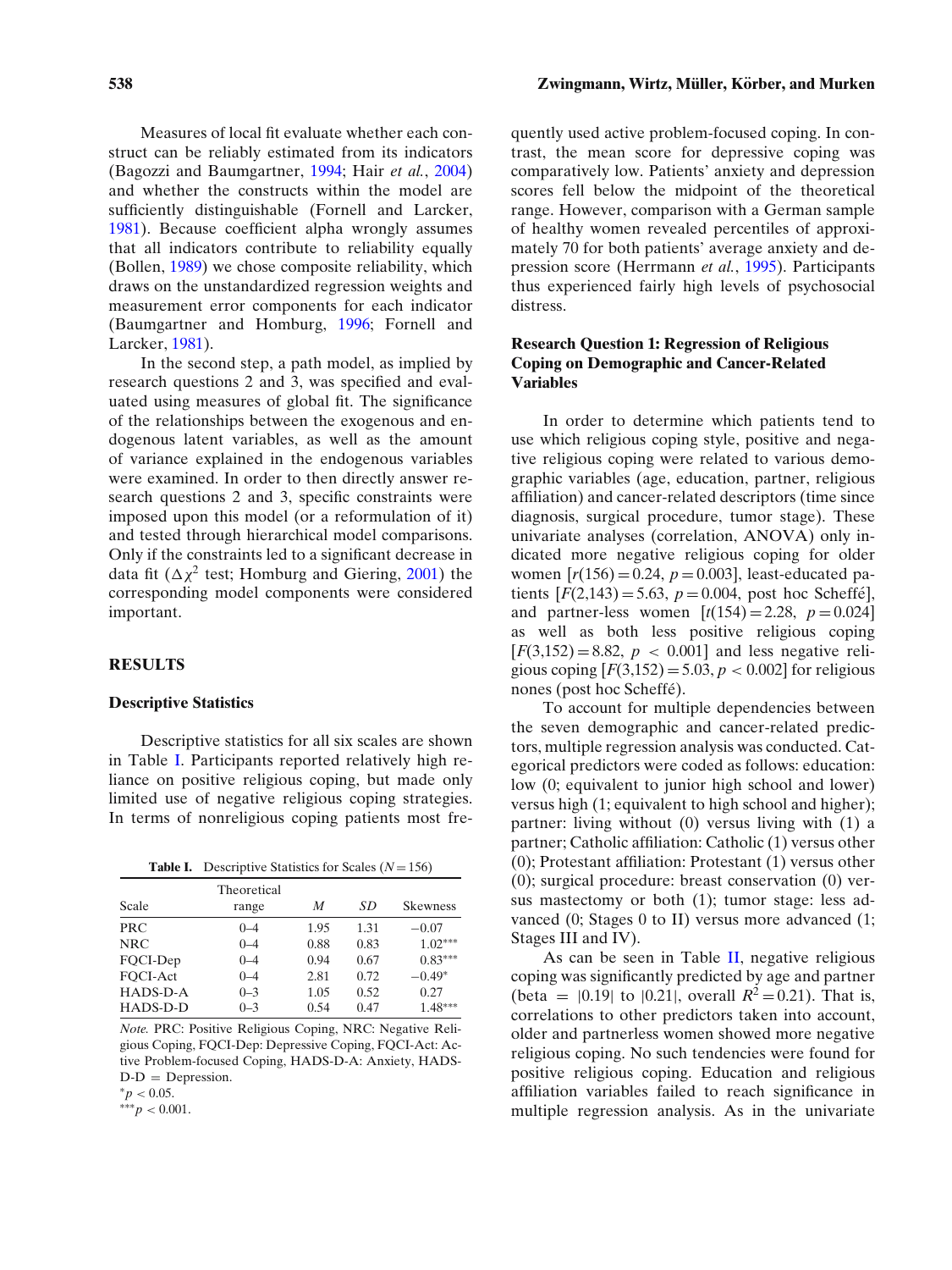Measures of local fit evaluate whether each construct can be reliably estimated from its indicators (Bagozzi and Baumgartner, 1994; Hair *et al.*, 2004) and whether the constructs within the model are sufficiently distinguishable (Fornell and Larcker, 1981). Because coefficient alpha wrongly assumes that all indicators contribute to reliability equally (Bollen, 1989) we chose composite reliability, which draws on the unstandardized regression weights and measurement error components for each indicator (Baumgartner and Homburg, 1996; Fornell and Larcker, 1981).

In the second step, a path model, as implied by research questions 2 and 3, was specified and evaluated using measures of global fit. The significance of the relationships between the exogenous and endogenous latent variables, as well as the amount of variance explained in the endogenous variables were examined. In order to then directly answer research questions 2 and 3, specific constraints were imposed upon this model (or a reformulation of it) and tested through hierarchical model comparisons. Only if the constraints led to a significant decrease in data fit ($\Delta\chi^2$ test; Homburg and Giering, 2001) the corresponding model components were considered important.

## RESULTS

### Descriptive Statistics

Descriptive statistics for all six scales are shown in Table I. Participants reported relatively high reliance on positive religious coping, but made only limited use of negative religious coping strategies. In terms of nonreligious coping patients most frequently used active problem-focused coping. In contrast, the mean score for depressive coping was comparatively low. Patients' anxiety and depression scores fell below the midpoint of the theoretical range. However, comparison with a German sample of healthy women revealed percentiles of approximately 70 for both patients' average anxiety and depression score (Herrmann *et al.*, 1995). Participants thus experienced fairly high levels of psychosocial distress.

**Table I.** Descriptive Statistics for Scales ($N = 156$)

| Scale | Theoretical range | *M* | *SD* | Skewness |
|---|---|---|---|---|
| PRC | 0–4 | 1.95 | 1.31 | −0.07 |
| NRC | 0–4 | 0.88 | 0.83 | 1.02*** |
| FQCI-Dep | 0–4 | 0.94 | 0.67 | 0.83*** |
| FQCI-Act | 0–4 | 2.81 | 0.72 | −0.49* |
| HADS-D-A | 0–3 | 1.05 | 0.52 | 0.27 |
| HADS-D-D | 0–3 | 0.54 | 0.47 | 1.48*** |

*Note.* PRC: Positive Religious Coping, NRC: Negative Religious Coping, FQCI-Dep: Depressive Coping, FQCI-Act: Active Problem-focused Coping, HADS-D-A: Anxiety, HADS-D-D = Depression.
*$p < 0.05$.
***$p < 0.001$.

### Research Question 1: Regression of Religious Coping on Demographic and Cancer-Related Variables

In order to determine which patients tend to use which religious coping style, positive and negative religious coping were related to various demographic variables (age, education, partner, religious affiliation) and cancer-related descriptors (time since diagnosis, surgical procedure, tumor stage). These univariate analyses (correlation, ANOVA) only indicated more negative religious coping for older women [$r(156) = 0.24$, $p = 0.003$], least-educated patients [$F(2,143) = 5.63$, $p = 0.004$, post hoc Scheffé], and partner-less women [$t(154) = 2.28$, $p = 0.024$] as well as both less positive religious coping [$F(3,152) = 8.82$, $p < 0.001$] and less negative religious coping [$F(3,152) = 5.03$, $p < 0.002$] for religious nones (post hoc Scheffé).

To account for multiple dependencies between the seven demographic and cancer-related predictors, multiple regression analysis was conducted. Categorical predictors were coded as follows: education: low (0; equivalent to junior high school and lower) versus high (1; equivalent to high school and higher); partner: living without (0) versus living with (1) a partner; Catholic affiliation: Catholic (1) versus other (0); Protestant affiliation: Protestant (1) versus other (0); surgical procedure: breast conservation (0) versus mastectomy or both (1); tumor stage: less advanced (0; Stages 0 to II) versus more advanced (1; Stages III and IV).

As can be seen in Table II, negative religious coping was significantly predicted by age and partner (beta = |0.19| to |0.21|, overall $R^2 = 0.21$). That is, correlations to other predictors taken into account, older and partnerless women showed more negative religious coping. No such tendencies were found for positive religious coping. Education and religious affiliation variables failed to reach significance in multiple regression analysis. As in the univariate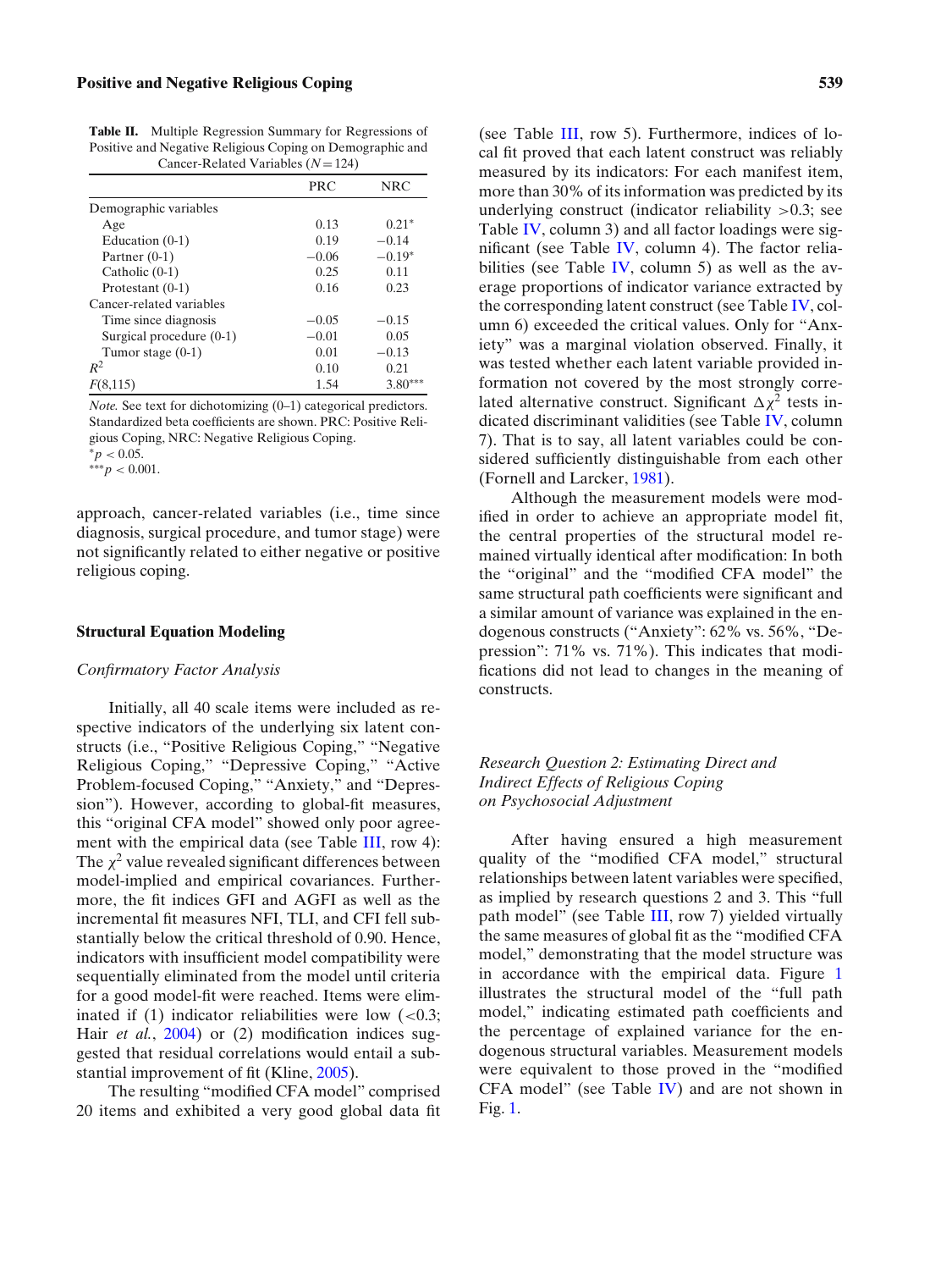**Table II.** Multiple Regression Summary for Regressions of Positive and Negative Religious Coping on Demographic and Cancer-Related Variables ($N = 124$)

| | PRC | NRC |
|---|---|---|
| Demographic variables | | |
| Age | 0.13 | 0.21* |
| Education (0-1) | 0.19 | −0.14 |
| Partner (0-1) | −0.06 | −0.19* |
| Catholic (0-1) | 0.25 | 0.11 |
| Protestant (0-1) | 0.16 | 0.23 |
| Cancer-related variables | | |
| Time since diagnosis | −0.05 | −0.15 |
| Surgical procedure (0-1) | −0.01 | 0.05 |
| Tumor stage (0-1) | 0.01 | −0.13 |
| $R^2$ | 0.10 | 0.21 |
| $F(8,115)$ | 1.54 | 3.80*** |

*Note.* See text for dichotomizing (0–1) categorical predictors. Standardized beta coefficients are shown. PRC: Positive Religious Coping, NRC: Negative Religious Coping.
*$p < 0.05$.
***$p < 0.001$.

approach, cancer-related variables (i.e., time since diagnosis, surgical procedure, and tumor stage) were not significantly related to either negative or positive religious coping.

## Structural Equation Modeling

### *Confirmatory Factor Analysis*

Initially, all 40 scale items were included as respective indicators of the underlying six latent constructs (i.e., "Positive Religious Coping," "Negative Religious Coping," "Depressive Coping," "Active Problem-focused Coping," "Anxiety," and "Depression"). However, according to global-fit measures, this "original CFA model" showed only poor agreement with the empirical data (see Table III, row 4): The $\chi^2$ value revealed significant differences between model-implied and empirical covariances. Furthermore, the fit indices GFI and AGFI as well as the incremental fit measures NFI, TLI, and CFI fell substantially below the critical threshold of 0.90. Hence, indicators with insufficient model compatibility were sequentially eliminated from the model until criteria for a good model-fit were reached. Items were eliminated if (1) indicator reliabilities were low (<0.3; Hair *et al.*, 2004) or (2) modification indices suggested that residual correlations would entail a substantial improvement of fit (Kline, 2005).

The resulting "modified CFA model" comprised 20 items and exhibited a very good global data fit (see Table III, row 5). Furthermore, indices of local fit proved that each latent construct was reliably measured by its indicators: For each manifest item, more than 30% of its information was predicted by its underlying construct (indicator reliability >0.3; see Table IV, column 3) and all factor loadings were significant (see Table IV, column 4). The factor reliabilities (see Table IV, column 5) as well as the average proportions of indicator variance extracted by the corresponding latent construct (see Table IV, column 6) exceeded the critical values. Only for "Anxiety" was a marginal violation observed. Finally, it was tested whether each latent variable provided information not covered by the most strongly correlated alternative construct. Significant $\Delta\chi^2$ tests indicated discriminant validities (see Table IV, column 7). That is to say, all latent variables could be considered sufficiently distinguishable from each other (Fornell and Larcker, 1981).

Although the measurement models were modified in order to achieve an appropriate model fit, the central properties of the structural model remained virtually identical after modification: In both the "original" and the "modified CFA model" the same structural path coefficients were significant and a similar amount of variance was explained in the endogenous constructs ("Anxiety": 62% vs. 56%, "Depression": 71% vs. 71%). This indicates that modifications did not lead to changes in the meaning of constructs.

### *Research Question 2: Estimating Direct and Indirect Effects of Religious Coping on Psychosocial Adjustment*

After having ensured a high measurement quality of the "modified CFA model," structural relationships between latent variables were specified, as implied by research questions 2 and 3. This "full path model" (see Table III, row 7) yielded virtually the same measures of global fit as the "modified CFA model," demonstrating that the model structure was in accordance with the empirical data. Figure 1 illustrates the structural model of the "full path model," indicating estimated path coefficients and the percentage of explained variance for the endogenous structural variables. Measurement models were equivalent to those proved in the "modified CFA model" (see Table IV) and are not shown in Fig. 1.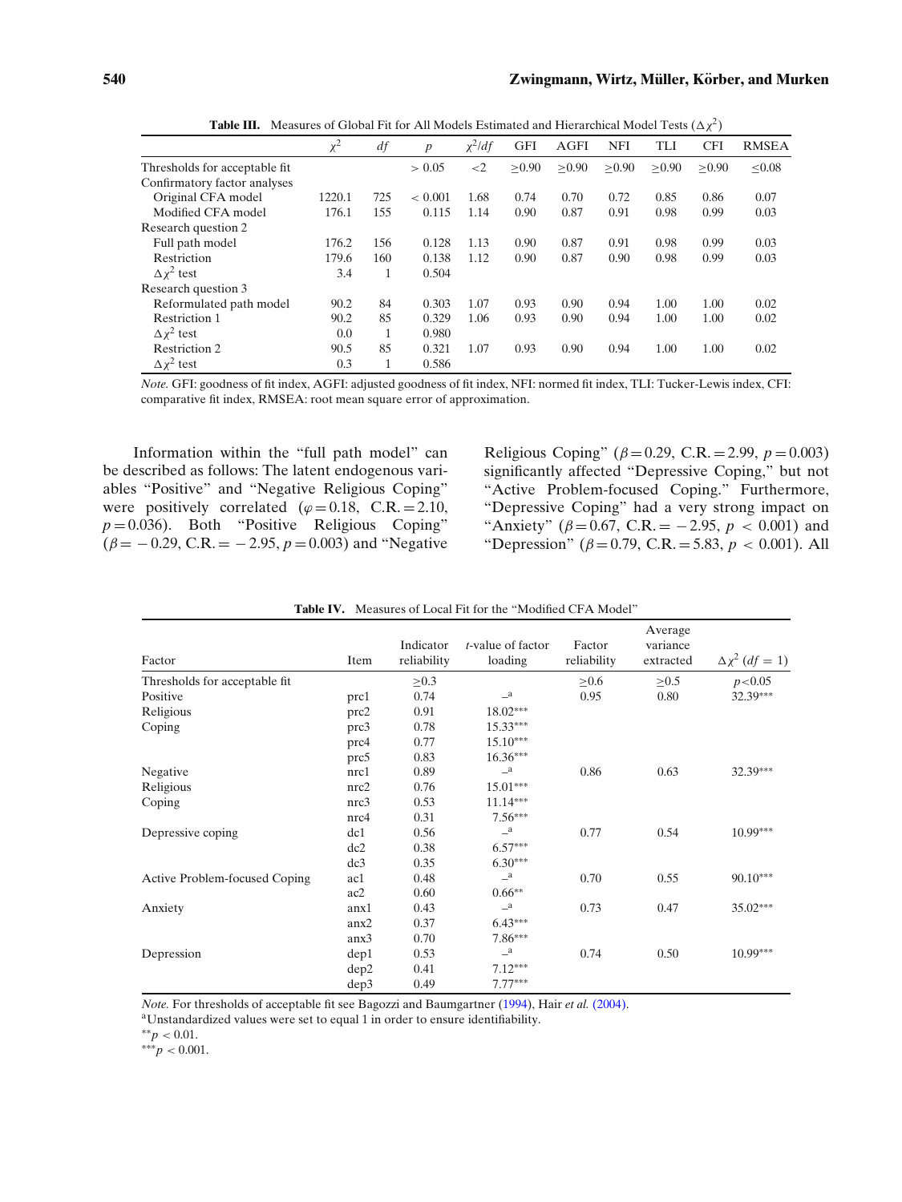**Table III.** Measures of Global Fit for All Models Estimated and Hierarchical Model Tests ($\Delta\chi^2$)

| | $\chi^2$ | $df$ | $p$ | $\chi^2/df$ | GFI | AGFI | NFI | TLI | CFI | RMSEA |
|---|---|---|---|---|---|---|---|---|---|---|
| Thresholds for acceptable fit | | | $> 0.05$ | $<2$ | $\geq 0.90$ | $\geq 0.90$ | $\geq 0.90$ | $\geq 0.90$ | $\geq 0.90$ | $\leq 0.08$ |
| Confirmatory factor analyses | | | | | | | | | | |
| Original CFA model | 1220.1 | 725 | $< 0.001$ | 1.68 | 0.74 | 0.70 | 0.72 | 0.85 | 0.86 | 0.07 |
| Modified CFA model | 176.1 | 155 | 0.115 | 1.14 | 0.90 | 0.87 | 0.91 | 0.98 | 0.99 | 0.03 |
| Research question 2 | | | | | | | | | | |
| Full path model | 176.2 | 156 | 0.128 | 1.13 | 0.90 | 0.87 | 0.91 | 0.98 | 0.99 | 0.03 |
| Restriction | 179.6 | 160 | 0.138 | 1.12 | 0.90 | 0.87 | 0.90 | 0.98 | 0.99 | 0.03 |
| $\Delta\chi^2$ test | 3.4 | 1 | 0.504 | | | | | | | |
| Research question 3 | | | | | | | | | | |
| Reformulated path model | 90.2 | 84 | 0.303 | 1.07 | 0.93 | 0.90 | 0.94 | 1.00 | 1.00 | 0.02 |
| Restriction 1 | 90.2 | 85 | 0.329 | 1.06 | 0.93 | 0.90 | 0.94 | 1.00 | 1.00 | 0.02 |
| $\Delta\chi^2$ test | 0.0 | 1 | 0.980 | | | | | | | |
| Restriction 2 | 90.5 | 85 | 0.321 | 1.07 | 0.93 | 0.90 | 0.94 | 1.00 | 1.00 | 0.02 |
| $\Delta\chi^2$ test | 0.3 | 1 | 0.586 | | | | | | | |

*Note.* GFI: goodness of fit index, AGFI: adjusted goodness of fit index, NFI: normed fit index, TLI: Tucker-Lewis index, CFI: comparative fit index, RMSEA: root mean square error of approximation.

Information within the "full path model" can be described as follows: The latent endogenous variables "Positive" and "Negative Religious Coping" were positively correlated ($\varphi = 0.18$, C.R. $= 2.10$, $p = 0.036$). Both "Positive Religious Coping" ($\beta = -0.29$, C.R. $= -2.95$, $p = 0.003$) and "Negative Religious Coping" ($\beta = 0.29$, C.R. $= 2.99$, $p = 0.003$) significantly affected "Depressive Coping," but not "Active Problem-focused Coping." Furthermore, "Depressive Coping" had a very strong impact on "Anxiety" ($\beta = 0.67$, C.R. $= -2.95$, $p < 0.001$) and "Depression" ($\beta = 0.79$, C.R. $= 5.83$, $p < 0.001$). All

**Table IV.** Measures of Local Fit for the "Modified CFA Model"

| Factor | Item | Indicator reliability | $t$-value of factor loading | Factor reliability | Average variance extracted | $\Delta\chi^2$ ($df = 1$) |
|---|---|---|---|---|---|---|
| Thresholds for acceptable fit | | $\geq 0.3$ | | $\geq 0.6$ | $\geq 0.5$ | $p<0.05$ |
| Positive | prc1 | 0.74 | –[a] | 0.95 | 0.80 | 32.39*** |
| Religious | prc2 | 0.91 | 18.02*** | | | |
| Coping | prc3 | 0.78 | 15.33*** | | | |
| | prc4 | 0.77 | 15.10*** | | | |
| | prc5 | 0.83 | 16.36*** | | | |
| Negative | nrc1 | 0.89 | –[a] | 0.86 | 0.63 | 32.39*** |
| Religious | nrc2 | 0.76 | 15.01*** | | | |
| Coping | nrc3 | 0.53 | 11.14*** | | | |
| | nrc4 | 0.31 | 7.56*** | | | |
| Depressive coping | dc1 | 0.56 | –[a] | 0.77 | 0.54 | 10.99*** |
| | dc2 | 0.38 | 6.57*** | | | |
| | dc3 | 0.35 | 6.30*** | | | |
| Active Problem-focused Coping | ac1 | 0.48 | –[a] | 0.70 | 0.55 | 90.10*** |
| | ac2 | 0.60 | 0.66** | | | |
| Anxiety | anx1 | 0.43 | –[a] | 0.73 | 0.47 | 35.02*** |
| | anx2 | 0.37 | 6.43*** | | | |
| | anx3 | 0.70 | 7.86*** | | | |
| Depression | dep1 | 0.53 | –[a] | 0.74 | 0.50 | 10.99*** |
| | dep2 | 0.41 | 7.12*** | | | |
| | dep3 | 0.49 | 7.77*** | | | |

*Note.* For thresholds of acceptable fit see Bagozzi and Baumgartner (1994), Hair *et al.* (2004).
[a]Unstandardized values were set to equal 1 in order to ensure identifiability.
**$p < 0.01$.
***$p < 0.001$.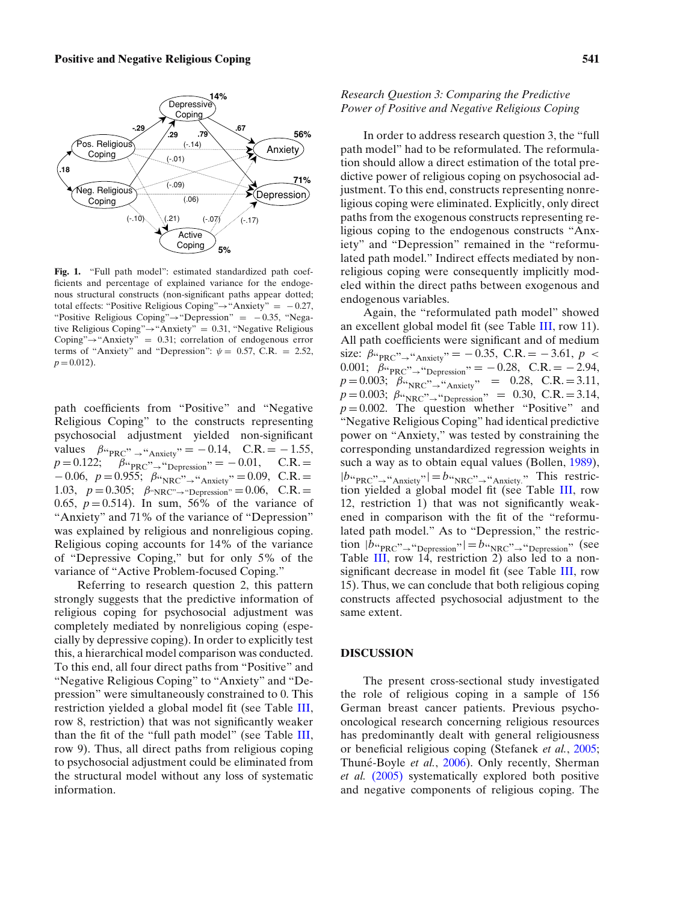**Fig. 1.** "Full path model": estimated standardized path coefficients and percentage of explained variance for the endogenous structural constructs (non-significant paths appear dotted; total effects: "Positive Religious Coping"→"Anxiety" = −0.27, "Positive Religious Coping"→"Depression" = −0.35, "Negative Religious Coping"→"Anxiety" = 0.31, "Negative Religious Coping"→"Anxiety" = 0.31; correlation of endogenous error terms of "Anxiety" and "Depression": $\psi = 0.57$, C.R. = 2.52, $p = 0.012$).

path coefficients from "Positive" and "Negative Religious Coping" to the constructs representing psychosocial adjustment yielded non-significant values $\beta_{\text{"PRC"}\rightarrow\text{"Anxiety"}} = -0.14$, C.R. = −1.55, $p = 0.122$; $\beta_{\text{"PRC"}\rightarrow\text{"Depression"}} = -0.01$, C.R. = −0.06, $p = 0.955$; $\beta_{\text{"NRC"}\rightarrow\text{"Anxiety"}} = 0.09$, C.R. = 1.03, $p = 0.305$; $\beta_{\text{"NRC"}\rightarrow\text{"Depression"}} = 0.06$, C.R. = 0.65, $p = 0.514$). In sum, 56% of the variance of "Anxiety" and 71% of the variance of "Depression" was explained by religious and nonreligious coping. Religious coping accounts for 14% of the variance of "Depressive Coping," but for only 5% of the variance of "Active Problem-focused Coping."

Referring to research question 2, this pattern strongly suggests that the predictive information of religious coping for psychosocial adjustment was completely mediated by nonreligious coping (especially by depressive coping). In order to explicitly test this, a hierarchical model comparison was conducted. To this end, all four direct paths from "Positive" and "Negative Religious Coping" to "Anxiety" and "Depression" were simultaneously constrained to 0. This restriction yielded a global model fit (see Table III, row 8, restriction) that was not significantly weaker than the fit of the "full path model" (see Table III, row 9). Thus, all direct paths from religious coping to psychosocial adjustment could be eliminated from the structural model without any loss of systematic information.

### *Research Question 3: Comparing the Predictive Power of Positive and Negative Religious Coping*

In order to address research question 3, the "full path model" had to be reformulated. The reformulation should allow a direct estimation of the total predictive power of religious coping on psychosocial adjustment. To this end, constructs representing nonreligious coping were eliminated. Explicitly, only direct paths from the exogenous constructs representing religious coping to the endogenous constructs "Anxiety" and "Depression" remained in the "reformulated path model." Indirect effects mediated by nonreligious coping were consequently implicitly modeled within the direct paths between exogenous and endogenous variables.

Again, the "reformulated path model" showed an excellent global model fit (see Table III, row 11). All path coefficients were significant and of medium size: $\beta_{\text{"PRC"}\rightarrow\text{"Anxiety"}} = -0.35$, C.R. = −3.61, $p < 0.001$; $\beta_{\text{"PRC"}\rightarrow\text{"Depression"}} = -0.28$, C.R. = −2.94, $p = 0.003$; $\beta_{\text{"NRC"}\rightarrow\text{"Anxiety"}} = 0.28$, C.R. = 3.11, $p = 0.003$; $\beta_{\text{"NRC"}\rightarrow\text{"Depression"}} = 0.30$, C.R. = 3.14, $p = 0.002$. The question whether "Positive" and "Negative Religious Coping" had identical predictive power on "Anxiety," was tested by constraining the corresponding unstandardized regression weights in such a way as to obtain equal values (Bollen, 1989), $|b_{\text{"PRC"}\rightarrow\text{"Anxiety"}}| = b_{\text{"NRC"}\rightarrow\text{"Anxiety."}}$ This restriction yielded a global model fit (see Table III, row 12, restriction 1) that was not significantly weakened in comparison with the fit of the "reformulated path model." As to "Depression," the restriction $|b_{\text{"PRC"}\rightarrow\text{"Depression"}}| = b_{\text{"NRC"}\rightarrow\text{"Depression"}}$ (see Table III, row 14, restriction 2) also led to a non-significant decrease in model fit (see Table III, row 15). Thus, we can conclude that both religious coping constructs affected psychosocial adjustment to the same extent.

## DISCUSSION

The present cross-sectional study investigated the role of religious coping in a sample of 156 German breast cancer patients. Previous psycho-oncological research concerning religious resources has predominantly dealt with general religiousness or beneficial religious coping (Stefanek *et al.*, 2005; Thuné-Boyle *et al.*, 2006). Only recently, Sherman *et al.* (2005) systematically explored both positive and negative components of religious coping. The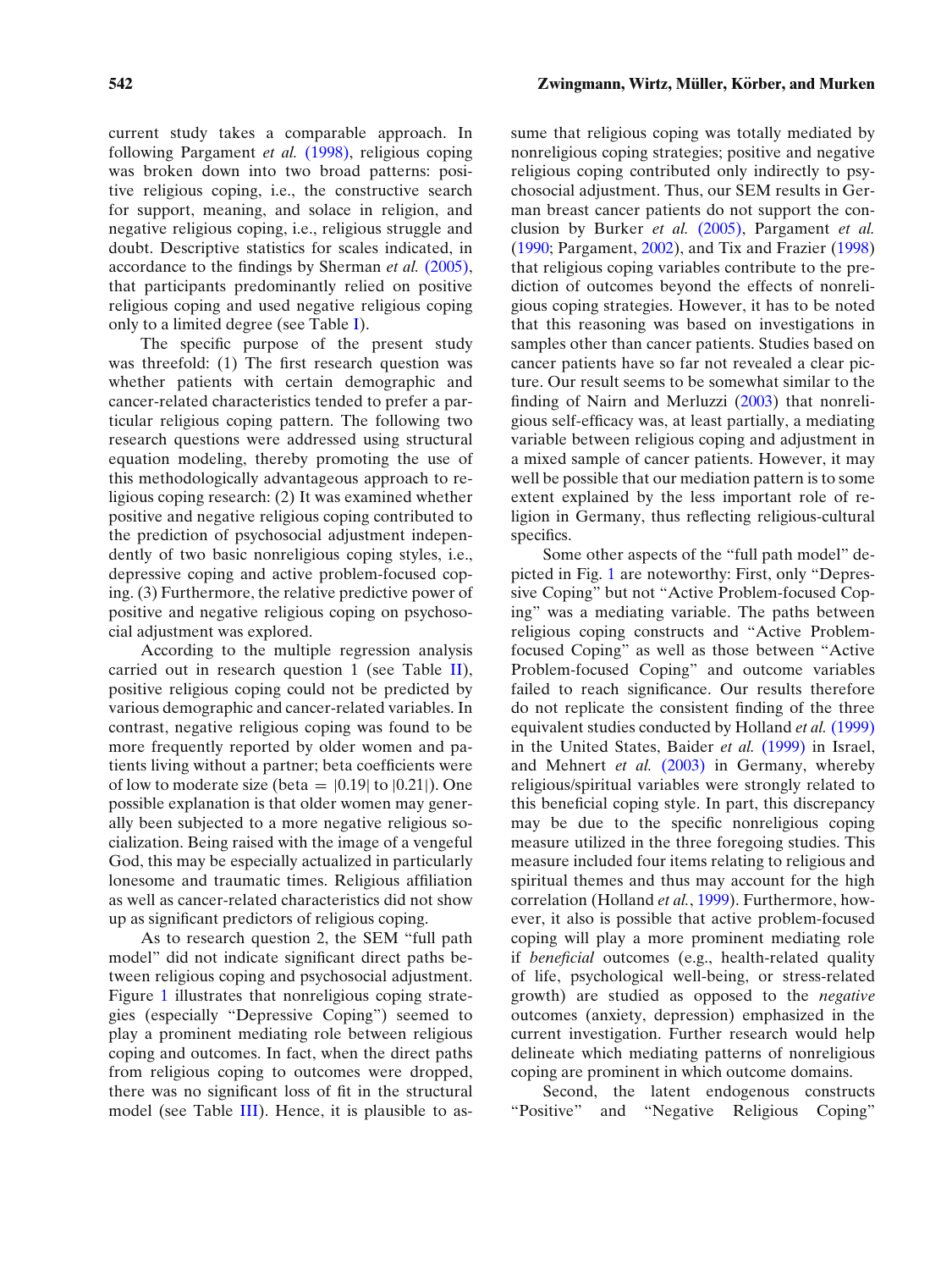current study takes a comparable approach. In following Pargament *et al.* (1998), religious coping was broken down into two broad patterns: positive religious coping, i.e., the constructive search for support, meaning, and solace in religion, and negative religious coping, i.e., religious struggle and doubt. Descriptive statistics for scales indicated, in accordance to the findings by Sherman *et al.* (2005), that participants predominantly relied on positive religious coping and used negative religious coping only to a limited degree (see Table I).

The specific purpose of the present study was threefold: (1) The first research question was whether patients with certain demographic and cancer-related characteristics tended to prefer a particular religious coping pattern. The following two research questions were addressed using structural equation modeling, thereby promoting the use of this methodologically advantageous approach to religious coping research: (2) It was examined whether positive and negative religious coping contributed to the prediction of psychosocial adjustment independently of two basic nonreligious coping styles, i.e., depressive coping and active problem-focused coping. (3) Furthermore, the relative predictive power of positive and negative religious coping on psychosocial adjustment was explored.

According to the multiple regression analysis carried out in research question 1 (see Table II), positive religious coping could not be predicted by various demographic and cancer-related variables. In contrast, negative religious coping was found to be more frequently reported by older women and patients living without a partner; beta coefficients were of low to moderate size (beta = $|0.19|$ to $|0.21|$). One possible explanation is that older women may generally been subjected to a more negative religious socialization. Being raised with the image of a vengeful God, this may be especially actualized in particularly lonesome and traumatic times. Religious affiliation as well as cancer-related characteristics did not show up as significant predictors of religious coping.

As to research question 2, the SEM "full path model" did not indicate significant direct paths between religious coping and psychosocial adjustment. Figure 1 illustrates that nonreligious coping strategies (especially "Depressive Coping") seemed to play a prominent mediating role between religious coping and outcomes. In fact, when the direct paths from religious coping to outcomes were dropped, there was no significant loss of fit in the structural model (see Table III). Hence, it is plausible to assume that religious coping was totally mediated by nonreligious coping strategies; positive and negative religious coping contributed only indirectly to psychosocial adjustment. Thus, our SEM results in German breast cancer patients do not support the conclusion by Burker *et al.* (2005), Pargament *et al.* (1990; Pargament, 2002), and Tix and Frazier (1998) that religious coping variables contribute to the prediction of outcomes beyond the effects of nonreligious coping strategies. However, it has to be noted that this reasoning was based on investigations in samples other than cancer patients. Studies based on cancer patients have so far not revealed a clear picture. Our result seems to be somewhat similar to the finding of Nairn and Merluzzi (2003) that nonreligious self-efficacy was, at least partially, a mediating variable between religious coping and adjustment in a mixed sample of cancer patients. However, it may well be possible that our mediation pattern is to some extent explained by the less important role of religion in Germany, thus reflecting religious-cultural specifics.

Some other aspects of the "full path model" depicted in Fig. 1 are noteworthy: First, only "Depressive Coping" but not "Active Problem-focused Coping" was a mediating variable. The paths between religious coping constructs and "Active Problem-focused Coping" as well as those between "Active Problem-focused Coping" and outcome variables failed to reach significance. Our results therefore do not replicate the consistent finding of the three equivalent studies conducted by Holland *et al.* (1999) in the United States, Baider *et al.* (1999) in Israel, and Mehnert *et al.* (2003) in Germany, whereby religious/spiritual variables were strongly related to this beneficial coping style. In part, this discrepancy may be due to the specific nonreligious coping measure utilized in the three foregoing studies. This measure included four items relating to religious and spiritual themes and thus may account for the high correlation (Holland *et al.*, 1999). Furthermore, however, it also is possible that active problem-focused coping will play a more prominent mediating role if *beneficial* outcomes (e.g., health-related quality of life, psychological well-being, or stress-related growth) are studied as opposed to the *negative* outcomes (anxiety, depression) emphasized in the current investigation. Further research would help delineate which mediating patterns of nonreligious coping are prominent in which outcome domains.

Second, the latent endogenous constructs "Positive" and "Negative Religious Coping"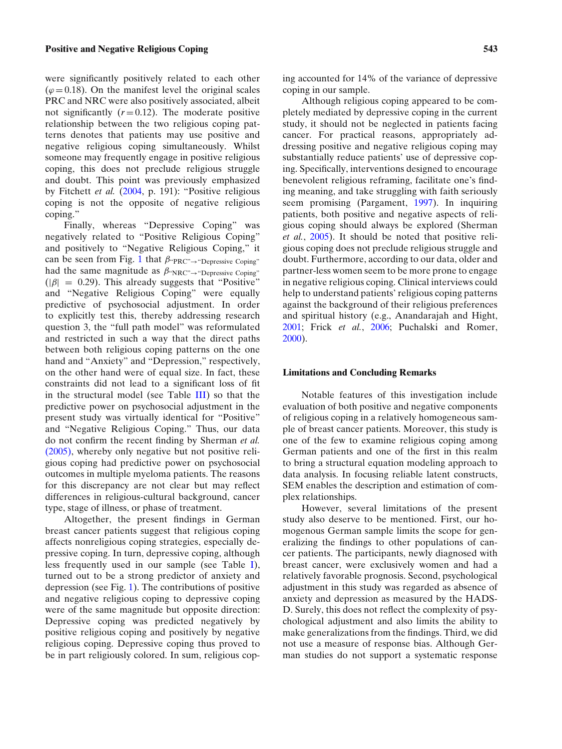were significantly positively related to each other ($\varphi = 0.18$). On the manifest level the original scales PRC and NRC were also positively associated, albeit not significantly ($r = 0.12$). The moderate positive relationship between the two religious coping patterns denotes that patients may use positive and negative religious coping simultaneously. Whilst someone may frequently engage in positive religious coping, this does not preclude religious struggle and doubt. This point was previously emphasized by Fitchett *et al.* (2004, p. 191): "Positive religious coping is not the opposite of negative religious coping."

Finally, whereas "Depressive Coping" was negatively related to "Positive Religious Coping" and positively to "Negative Religious Coping," it can be seen from Fig. 1 that $\beta_{\text{"PRC"}\rightarrow\text{"Depressive Coping"}}$ had the same magnitude as $\beta_{\text{"NRC"}\rightarrow\text{"Depressive Coping"}}$ ($|\beta| = 0.29$). This already suggests that "Positive" and "Negative Religious Coping" were equally predictive of psychosocial adjustment. In order to explicitly test this, thereby addressing research question 3, the "full path model" was reformulated and restricted in such a way that the direct paths between both religious coping patterns on the one hand and "Anxiety" and "Depression," respectively, on the other hand were of equal size. In fact, these constraints did not lead to a significant loss of fit in the structural model (see Table III) so that the predictive power on psychosocial adjustment in the present study was virtually identical for "Positive" and "Negative Religious Coping." Thus, our data do not confirm the recent finding by Sherman *et al.* (2005), whereby only negative but not positive religious coping had predictive power on psychosocial outcomes in multiple myeloma patients. The reasons for this discrepancy are not clear but may reflect differences in religious-cultural background, cancer type, stage of illness, or phase of treatment.

Altogether, the present findings in German breast cancer patients suggest that religious coping affects nonreligious coping strategies, especially depressive coping. In turn, depressive coping, although less frequently used in our sample (see Table I), turned out to be a strong predictor of anxiety and depression (see Fig. 1). The contributions of positive and negative religious coping to depressive coping were of the same magnitude but opposite direction: Depressive coping was predicted negatively by positive religious coping and positively by negative religious coping. Depressive coping thus proved to be in part religiously colored. In sum, religious coping accounted for 14% of the variance of depressive coping in our sample.

Although religious coping appeared to be completely mediated by depressive coping in the current study, it should not be neglected in patients facing cancer. For practical reasons, appropriately addressing positive and negative religious coping may substantially reduce patients' use of depressive coping. Specifically, interventions designed to encourage benevolent religious reframing, facilitate one's finding meaning, and take struggling with faith seriously seem promising (Pargament, 1997). In inquiring patients, both positive and negative aspects of religious coping should always be explored (Sherman *et al.*, 2005). It should be noted that positive religious coping does not preclude religious struggle and doubt. Furthermore, according to our data, older and partner-less women seem to be more prone to engage in negative religious coping. Clinical interviews could help to understand patients' religious coping patterns against the background of their religious preferences and spiritual history (e.g., Anandarajah and Hight, 2001; Frick *et al.*, 2006; Puchalski and Romer, 2000).

## Limitations and Concluding Remarks

Notable features of this investigation include evaluation of both positive and negative components of religious coping in a relatively homogeneous sample of breast cancer patients. Moreover, this study is one of the few to examine religious coping among German patients and one of the first in this realm to bring a structural equation modeling approach to data analysis. In focusing reliable latent constructs, SEM enables the description and estimation of complex relationships.

However, several limitations of the present study also deserve to be mentioned. First, our homogenous German sample limits the scope for generalizing the findings to other populations of cancer patients. The participants, newly diagnosed with breast cancer, were exclusively women and had a relatively favorable prognosis. Second, psychological adjustment in this study was regarded as absence of anxiety and depression as measured by the HADS-D. Surely, this does not reflect the complexity of psychological adjustment and also limits the ability to make generalizations from the findings. Third, we did not use a measure of response bias. Although German studies do not support a systematic response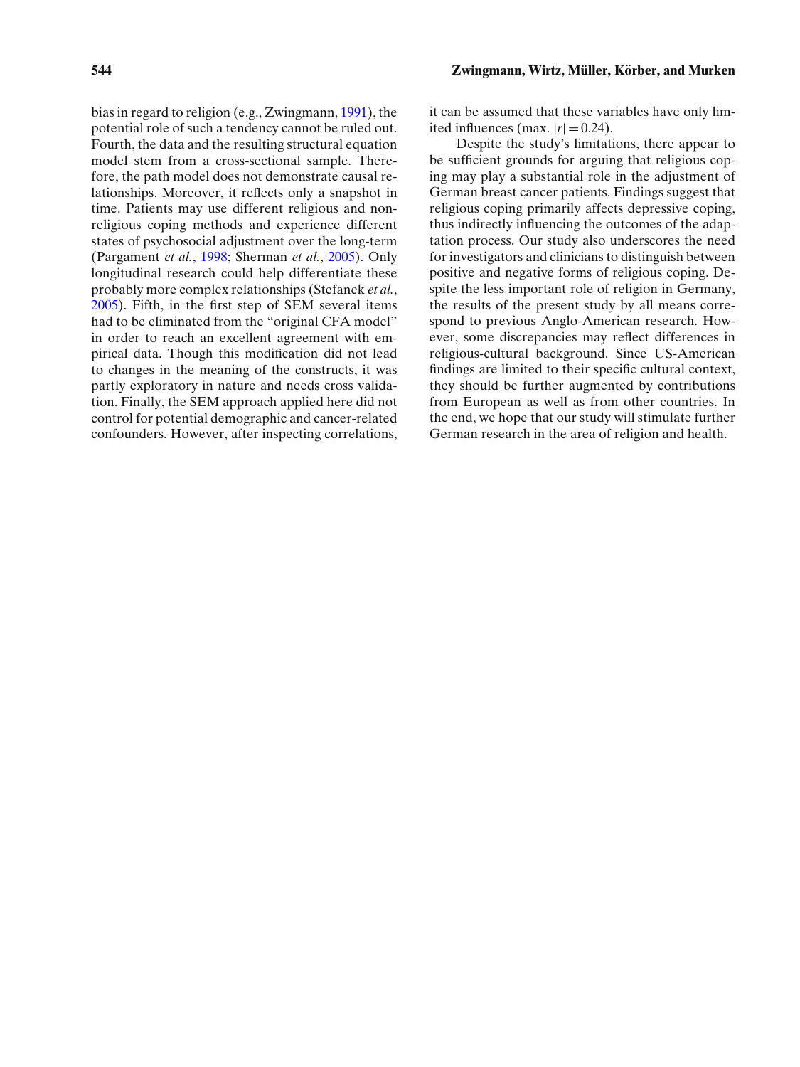bias in regard to religion (e.g., Zwingmann, 1991), the potential role of such a tendency cannot be ruled out. Fourth, the data and the resulting structural equation model stem from a cross-sectional sample. Therefore, the path model does not demonstrate causal relationships. Moreover, it reflects only a snapshot in time. Patients may use different religious and nonreligious coping methods and experience different states of psychosocial adjustment over the long-term (Pargament *et al.*, 1998; Sherman *et al.*, 2005). Only longitudinal research could help differentiate these probably more complex relationships (Stefanek *et al.*, 2005). Fifth, in the first step of SEM several items had to be eliminated from the "original CFA model" in order to reach an excellent agreement with empirical data. Though this modification did not lead to changes in the meaning of the constructs, it was partly exploratory in nature and needs cross validation. Finally, the SEM approach applied here did not control for potential demographic and cancer-related confounders. However, after inspecting correlations, it can be assumed that these variables have only limited influences (max. $|r| = 0.24$).

Despite the study's limitations, there appear to be sufficient grounds for arguing that religious coping may play a substantial role in the adjustment of German breast cancer patients. Findings suggest that religious coping primarily affects depressive coping, thus indirectly influencing the outcomes of the adaptation process. Our study also underscores the need for investigators and clinicians to distinguish between positive and negative forms of religious coping. Despite the less important role of religion in Germany, the results of the present study by all means correspond to previous Anglo-American research. However, some discrepancies may reflect differences in religious-cultural background. Since US-American findings are limited to their specific cultural context, they should be further augmented by contributions from European as well as from other countries. In the end, we hope that our study will stimulate further German research in the area of religion and health.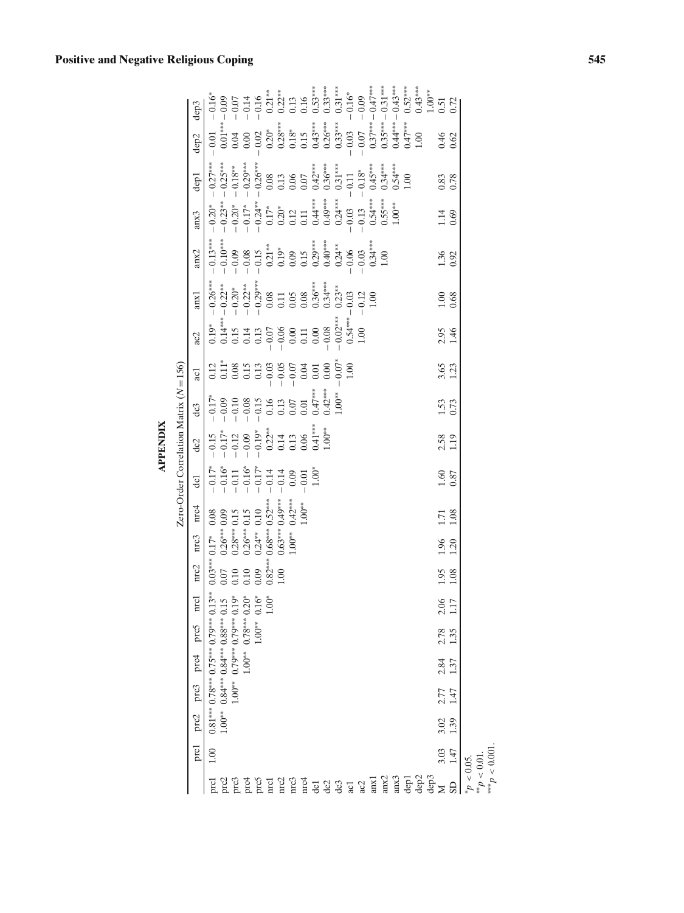# APPENDIX

Zero-Order Correlation Matrix ($N = 156$)

| | prc1 | prc2 | prc3 | prc4 | prc5 | nrc1 | nrc2 | nrc3 | nrc4 | dc1 | dc2 | dc3 | ac1 | ac2 | anx1 | anx2 | anx3 | dep1 | dep2 | dep3 |
|---|---|---|---|---|---|---|---|---|---|---|---|---|---|---|---|---|---|---|---|---|
| prc1 | 1.00 | 0.81*** | 0.78*** | 0.75*** | 0.79*** | 0.13** | 0.03*** | 0.17* | 0.08 | −0.17* | −0.15 | −0.17* | 0.12 | 0.19* | −0.26*** | −0.13*** | −0.20* | −0.27*** | −0.01 | −0.16* |
| prc2 | | 1.00** | 0.84*** | 0.84*** | 0.88*** | 0.15 | 0.07 | 0.26*** | 0.09 | −0.16* | −0.17* | −0.09 | 0.11* | 0.14*** | −0.22** | −0.10*** | −0.23** | −0.25*** | 0.01*** | −0.09 |
| prc3 | | | 1.00** | 0.79*** | 0.79*** | 0.19* | 0.10 | 0.28*** | 0.15 | −0.11 | −0.12 | −0.10 | 0.08 | 0.15 | −0.20* | −0.09 | −0.20* | −0.18** | 0.04 | −0.07 |
| prc4 | | | | 1.00** | 0.78*** | 0.20* | 0.10 | 0.26*** | 0.15 | −0.16* | −0.09 | −0.08 | 0.15 | 0.14 | −0.22** | −0.08 | −0.17* | −0.29*** | 0.00 | −0.14 |
| prc5 | | | | | 1.00** | 0.16* | 0.09 | 0.24** | 0.10 | −0.17* | −0.19* | −0.15 | 0.13 | 0.13 | −0.29*** | −0.15 | −0.24** | −0.26*** | −0.02 | −0.16 |
| nrc1 | | | | | | 1.00* | 0.82*** | 0.68*** | 0.52*** | −0.14 | 0.22** | 0.16 | −0.03 | −0.07 | 0.08 | 0.21** | 0.17* | 0.08 | 0.20* | 0.21** |
| nrc2 | | | | | | | 1.00 | 0.63*** | 0.49*** | −0.14 | 0.14 | 0.13 | −0.05 | −0.06 | 0.11 | 0.19* | 0.20* | 0.13 | 0.28*** | 0.22** |
| nrc3 | | | | | | | | 1.00** | 0.42*** | 0.09 | 0.13 | 0.07 | −0.07 | 0.00 | 0.05 | 0.09 | 0.12 | 0.06 | 0.18* | 0.13 |
| nrc4 | | | | | | | | | 1.00** | −0.01 | 0.06 | 0.01 | 0.04 | 0.11 | 0.08 | 0.15 | 0.11 | 0.07 | 0.15 | 0.16 |
| dc1 | | | | | | | | | | 1.00* | 0.41*** | 0.47*** | 0.01 | 0.00 | 0.36*** | 0.29*** | 0.44*** | 0.42*** | 0.43*** | 0.53*** |
| dc2 | | | | | | | | | | | 1.00** | 0.42*** | 0.00 | −0.08 | 0.34*** | 0.40*** | 0.49*** | 0.36*** | 0.26*** | 0.33*** |
| dc3 | | | | | | | | | | | | 1.00** | −0.07* | −0.02*** | 0.23** | 0.24** | 0.24*** | 0.31*** | 0.33*** | 0.31*** |
| ac1 | | | | | | | | | | | | | 1.00 | 0.54*** | −0.03 | −0.06 | −0.03 | −0.11 | −0.03 | −0.16* |
| ac2 | | | | | | | | | | | | | | 1.00 | −0.12 | −0.03 | −0.13 | −0.18* | −0.07 | −0.09 |
| anx1 | | | | | | | | | | | | | | | 1.00 | 0.34*** | 0.54*** | 0.45*** | 0.37*** | −0.47*** |
| anx2 | | | | | | | | | | | | | | | | 1.00 | 0.55*** | 0.34*** | 0.35*** | −0.31*** |
| anx3 | | | | | | | | | | | | | | | | | 1.00** | 0.54*** | 0.44*** | −0.43*** |
| dep1 | | | | | | | | | | | | | | | | | | 1.00 | 0.47*** | 0.52*** |
| dep2 | | | | | | | | | | | | | | | | | | | 1.00 | 0.43*** |
| dep3 | | | | | | | | | | | | | | | | | | | | 1.00** |
| M | 3.03 | 3.02 | 2.77 | 2.84 | 2.78 | 2.06 | 1.95 | 1.96 | 1.71 | 1.60 | 2.58 | 1.53 | 3.65 | 2.95 | 1.00 | 1.36 | 1.14 | 0.83 | 0.46 | 0.51 |
| SD | 1.47 | 1.39 | 1.47 | 1.37 | 1.35 | 1.17 | 1.08 | 1.20 | 1.08 | 0.87 | 1.19 | 0.73 | 1.23 | 1.46 | 0.68 | 0.92 | 0.69 | 0.78 | 0.62 | 0.72 |

*$p < 0.05$.
**$p < 0.01$.
***$p < 0.001$.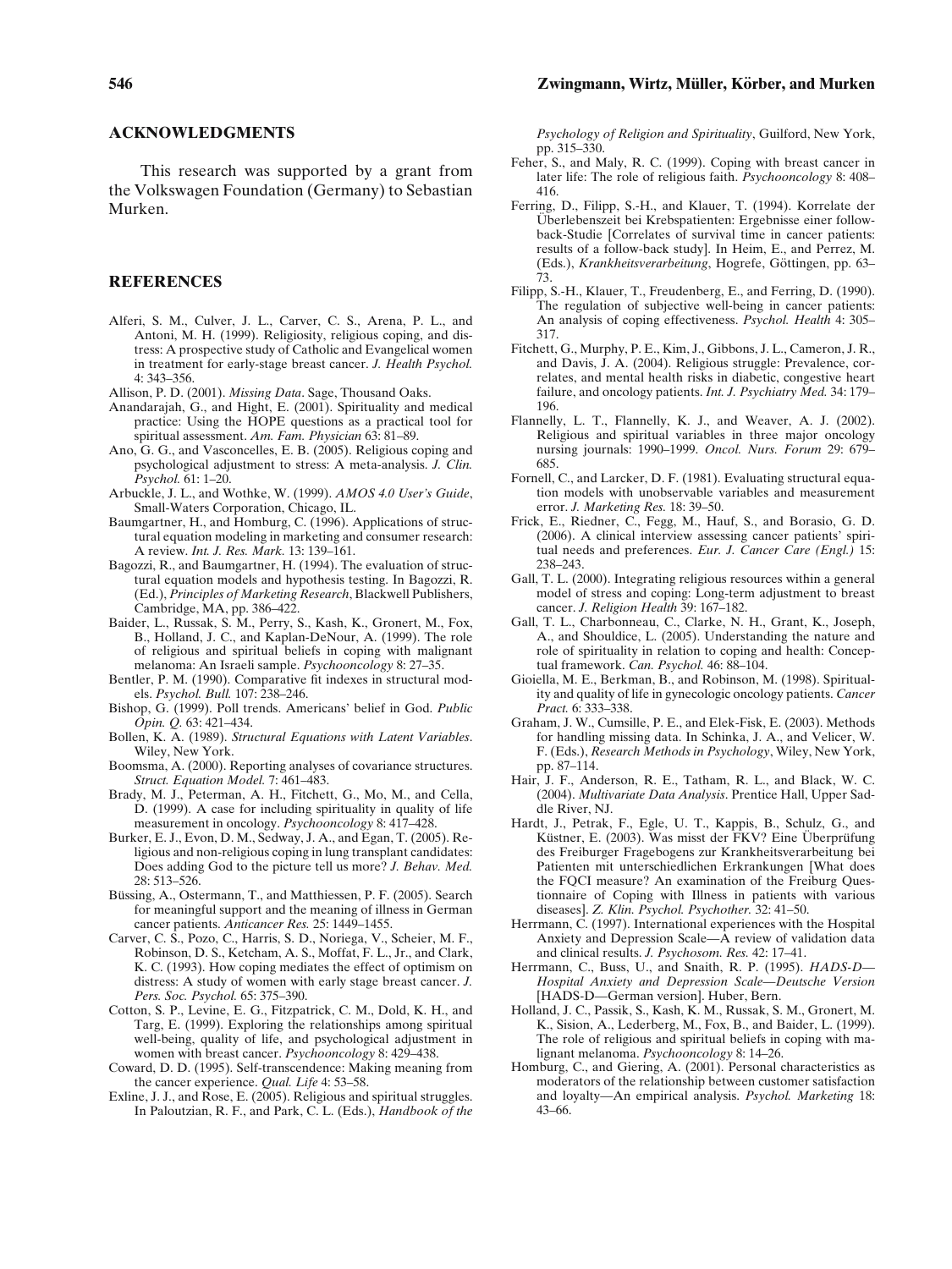## ACKNOWLEDGMENTS

This research was supported by a grant from the Volkswagen Foundation (Germany) to Sebastian Murken.

## REFERENCES

Alferi, S. M., Culver, J. L., Carver, C. S., Arena, P. L., and Antoni, M. H. (1999). Religiosity, religious coping, and distress: A prospective study of Catholic and Evangelical women in treatment for early-stage breast cancer. *J. Health Psychol.* 4: 343–356.

Allison, P. D. (2001). *Missing Data*. Sage, Thousand Oaks.

Anandarajah, G., and Hight, E. (2001). Spirituality and medical practice: Using the HOPE questions as a practical tool for spiritual assessment. *Am. Fam. Physician* 63: 81–89.

Ano, G. G., and Vasconcelles, E. B. (2005). Religious coping and psychological adjustment to stress: A meta-analysis. *J. Clin. Psychol.* 61: 1–20.

Arbuckle, J. L., and Wothke, W. (1999). *AMOS 4.0 User's Guide*, Small-Waters Corporation, Chicago, IL.

Baumgartner, H., and Homburg, C. (1996). Applications of structural equation modeling in marketing and consumer research: A review. *Int. J. Res. Mark.* 13: 139–161.

Bagozzi, R., and Baumgartner, H. (1994). The evaluation of structural equation models and hypothesis testing. In Bagozzi, R. (Ed.), *Principles of Marketing Research*, Blackwell Publishers, Cambridge, MA, pp. 386–422.

Baider, L., Russak, S. M., Perry, S., Kash, K., Gronert, M., Fox, B., Holland, J. C., and Kaplan-DeNour, A. (1999). The role of religious and spiritual beliefs in coping with malignant melanoma: An Israeli sample. *Psychooncology* 8: 27–35.

Bentler, P. M. (1990). Comparative fit indexes in structural models. *Psychol. Bull.* 107: 238–246.

Bishop, G. (1999). Poll trends. Americans' belief in God. *Public Opin. Q.* 63: 421–434.

Bollen, K. A. (1989). *Structural Equations with Latent Variables*. Wiley, New York.

Boomsma, A. (2000). Reporting analyses of covariance structures. *Struct. Equation Model.* 7: 461–483.

Brady, M. J., Peterman, A. H., Fitchett, G., Mo, M., and Cella, D. (1999). A case for including spirituality in quality of life measurement in oncology. *Psychooncology* 8: 417–428.

Burker, E. J., Evon, D. M., Sedway, J. A., and Egan, T. (2005). Religious and non-religious coping in lung transplant candidates: Does adding God to the picture tell us more? *J. Behav. Med.* 28: 513–526.

Büssing, A., Ostermann, T., and Matthiessen, P. F. (2005). Search for meaningful support and the meaning of illness in German cancer patients. *Anticancer Res.* 25: 1449–1455.

Carver, C. S., Pozo, C., Harris, S. D., Noriega, V., Scheier, M. F., Robinson, D. S., Ketcham, A. S., Moffat, F. L., Jr., and Clark, K. C. (1993). How coping mediates the effect of optimism on distress: A study of women with early stage breast cancer. *J. Pers. Soc. Psychol.* 65: 375–390.

Cotton, S. P., Levine, E. G., Fitzpatrick, C. M., Dold, K. H., and Targ, E. (1999). Exploring the relationships among spiritual well-being, quality of life, and psychological adjustment in women with breast cancer. *Psychooncology* 8: 429–438.

Coward, D. D. (1995). Self-transcendence: Making meaning from the cancer experience. *Qual. Life* 4: 53–58.

Exline, J. J., and Rose, E. (2005). Religious and spiritual struggles. In Paloutzian, R. F., and Park, C. L. (Eds.), *Handbook of the Psychology of Religion and Spirituality*, Guilford, New York, pp. 315–330.

Feher, S., and Maly, R. C. (1999). Coping with breast cancer in later life: The role of religious faith. *Psychooncology* 8: 408–416.

Ferring, D., Filipp, S.-H., and Klauer, T. (1994). Korrelate der Überlebenszeit bei Krebspatienten: Ergebnisse einer follow-back-Studie [Correlates of survival time in cancer patients: results of a follow-back study]. In Heim, E., and Perrez, M. (Eds.), *Krankheitsverarbeitung*, Hogrefe, Göttingen, pp. 63–73.

Filipp, S.-H., Klauer, T., Freudenberg, E., and Ferring, D. (1990). The regulation of subjective well-being in cancer patients: An analysis of coping effectiveness. *Psychol. Health* 4: 305–317.

Fitchett, G., Murphy, P. E., Kim, J., Gibbons, J. L., Cameron, J. R., and Davis, J. A. (2004). Religious struggle: Prevalence, correlates, and mental health risks in diabetic, congestive heart failure, and oncology patients. *Int. J. Psychiatry Med.* 34: 179–196.

Flannelly, L. T., Flannelly, K. J., and Weaver, A. J. (2002). Religious and spiritual variables in three major oncology nursing journals: 1990–1999. *Oncol. Nurs. Forum* 29: 679–685.

Fornell, C., and Larcker, D. F. (1981). Evaluating structural equation models with unobservable variables and measurement error. *J. Marketing Res.* 18: 39–50.

Frick, E., Riedner, C., Fegg, M., Hauf, S., and Borasio, G. D. (2006). A clinical interview assessing cancer patients' spiritual needs and preferences. *Eur. J. Cancer Care (Engl.)* 15: 238–243.

Gall, T. L. (2000). Integrating religious resources within a general model of stress and coping: Long-term adjustment to breast cancer. *J. Religion Health* 39: 167–182.

Gall, T. L., Charbonneau, C., Clarke, N. H., Grant, K., Joseph, A., and Shouldice, L. (2005). Understanding the nature and role of spirituality in relation to coping and health: Conceptual framework. *Can. Psychol.* 46: 88–104.

Gioiella, M. E., Berkman, B., and Robinson, M. (1998). Spirituality and quality of life in gynecologic oncology patients. *Cancer Pract.* 6: 333–338.

Graham, J. W., Cumsille, P. E., and Elek-Fisk, E. (2003). Methods for handling missing data. In Schinka, J. A., and Velicer, W. F. (Eds.), *Research Methods in Psychology*, Wiley, New York, pp. 87–114.

Hair, J. F., Anderson, R. E., Tatham, R. L., and Black, W. C. (2004). *Multivariate Data Analysis*. Prentice Hall, Upper Saddle River, NJ.

Hardt, J., Petrak, F., Egle, U. T., Kappis, B., Schulz, G., and Küstner, E. (2003). Was misst der FKV? Eine Überprüfung des Freiburger Fragebogens zur Krankheitsverarbeitung bei Patienten mit unterschiedlichen Erkrankungen [What does the FQCI measure? An examination of the Freiburg Questionnaire of Coping with Illness in patients with various diseases]. *Z. Klin. Psychol. Psychother.* 32: 41–50.

Herrmann, C. (1997). International experiences with the Hospital Anxiety and Depression Scale—A review of validation data and clinical results. *J. Psychosom. Res.* 42: 17–41.

Herrmann, C., Buss, U., and Snaith, R. P. (1995). *HADS-D—Hospital Anxiety and Depression Scale—Deutsche Version* [HADS-D—German version]. Huber, Bern.

Holland, J. C., Passik, S., Kash, K. M., Russak, S. M., Gronert, M. K., Sision, A., Lederberg, M., Fox, B., and Baider, L. (1999). The role of religious and spiritual beliefs in coping with malignant melanoma. *Psychooncology* 8: 14–26.

Homburg, C., and Giering, A. (2001). Personal characteristics as moderators of the relationship between customer satisfaction and loyalty—An empirical analysis. *Psychol. Marketing* 18: 43–66.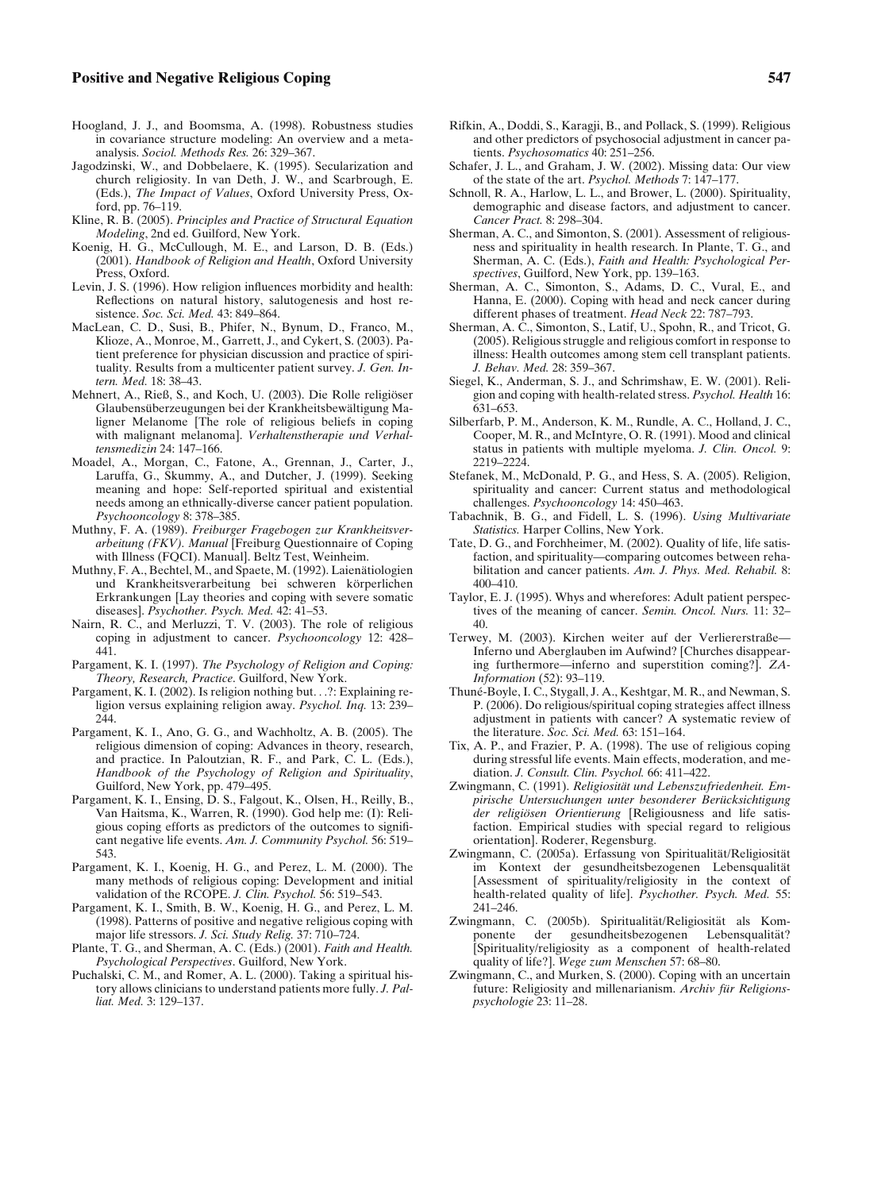Hoogland, J. J., and Boomsma, A. (1998). Robustness studies in covariance structure modeling: An overview and a meta-analysis. *Sociol. Methods Res.* 26: 329–367.

Jagodzinski, W., and Dobbelaere, K. (1995). Secularization and church religiosity. In van Deth, J. W., and Scarbrough, E. (Eds.), *The Impact of Values*, Oxford University Press, Oxford, pp. 76–119.

Kline, R. B. (2005). *Principles and Practice of Structural Equation Modeling*, 2nd ed. Guilford, New York.

Koenig, H. G., McCullough, M. E., and Larson, D. B. (Eds.) (2001). *Handbook of Religion and Health*, Oxford University Press, Oxford.

Levin, J. S. (1996). How religion influences morbidity and health: Reflections on natural history, salutogenesis and host resistence. *Soc. Sci. Med.* 43: 849–864.

MacLean, C. D., Susi, B., Phifer, N., Bynum, D., Franco, M., Klioze, A., Monroe, M., Garrett, J., and Cykert, S. (2003). Patient preference for physician discussion and practice of spirituality. Results from a multicenter patient survey. *J. Gen. Intern. Med.* 18: 38–43.

Mehnert, A., Rieß, S., and Koch, U. (2003). Die Rolle religiöser Glaubensüberzeugungen bei der Krankheitsbewältigung Maligner Melanome [The role of religious beliefs in coping with malignant melanoma]. *Verhaltenstherapie und Verhaltensmedizin* 24: 147–166.

Moadel, A., Morgan, C., Fatone, A., Grennan, J., Carter, J., Laruffa, G., Skummy, A., and Dutcher, J. (1999). Seeking meaning and hope: Self-reported spiritual and existential needs among an ethnically-diverse cancer patient population. *Psychooncology* 8: 378–385.

Muthny, F. A. (1989). *Freiburger Fragebogen zur Krankheitsverarbeitung (FKV). Manual* [Freiburg Questionnaire of Coping with Illness (FQCI). Manual]. Beltz Test, Weinheim.

Muthny, F. A., Bechtel, M., and Spaete, M. (1992). Laienätiologien und Krankheitsverarbeitung bei schweren körperlichen Erkrankungen [Lay theories and coping with severe somatic diseases]. *Psychother. Psych. Med.* 42: 41–53.

Nairn, R. C., and Merluzzi, T. V. (2003). The role of religious coping in adjustment to cancer. *Psychooncology* 12: 428–441.

Pargament, K. I. (1997). *The Psychology of Religion and Coping: Theory, Research, Practice*. Guilford, New York.

Pargament, K. I. (2002). Is religion nothing but. . .?: Explaining religion versus explaining religion away. *Psychol. Inq.* 13: 239–244.

Pargament, K. I., Ano, G. G., and Wachholtz, A. B. (2005). The religious dimension of coping: Advances in theory, research, and practice. In Paloutzian, R. F., and Park, C. L. (Eds.), *Handbook of the Psychology of Religion and Spirituality*, Guilford, New York, pp. 479–495.

Pargament, K. I., Ensing, D. S., Falgout, K., Olsen, H., Reilly, B., Van Haitsma, K., Warren, R. (1990). God help me: (I): Religious coping efforts as predictors of the outcomes to significant negative life events. *Am. J. Community Psychol.* 56: 519–543.

Pargament, K. I., Koenig, H. G., and Perez, L. M. (2000). The many methods of religious coping: Development and initial validation of the RCOPE. *J. Clin. Psychol.* 56: 519–543.

Pargament, K. I., Smith, B. W., Koenig, H. G., and Perez, L. M. (1998). Patterns of positive and negative religious coping with major life stressors. *J. Sci. Study Relig.* 37: 710–724.

Plante, T. G., and Sherman, A. C. (Eds.) (2001). *Faith and Health. Psychological Perspectives*. Guilford, New York.

Puchalski, C. M., and Romer, A. L. (2000). Taking a spiritual history allows clinicians to understand patients more fully. *J. Palliat. Med.* 3: 129–137.

Rifkin, A., Doddi, S., Karagji, B., and Pollack, S. (1999). Religious and other predictors of psychosocial adjustment in cancer patients. *Psychosomatics* 40: 251–256.

Schafer, J. L., and Graham, J. W. (2002). Missing data: Our view of the state of the art. *Psychol. Methods* 7: 147–177.

Schnoll, R. A., Harlow, L. L., and Brower, L. (2000). Spirituality, demographic and disease factors, and adjustment to cancer. *Cancer Pract.* 8: 298–304.

Sherman, A. C., and Simonton, S. (2001). Assessment of religiousness and spirituality in health research. In Plante, T. G., and Sherman, A. C. (Eds.), *Faith and Health: Psychological Perspectives*, Guilford, New York, pp. 139–163.

Sherman, A. C., Simonton, S., Adams, D. C., Vural, E., and Hanna, E. (2000). Coping with head and neck cancer during different phases of treatment. *Head Neck* 22: 787–793.

Sherman, A. C., Simonton, S., Latif, U., Spohn, R., and Tricot, G. (2005). Religious struggle and religious comfort in response to illness: Health outcomes among stem cell transplant patients. *J. Behav. Med.* 28: 359–367.

Siegel, K., Anderman, S. J., and Schrimshaw, E. W. (2001). Religion and coping with health-related stress. *Psychol. Health* 16: 631–653.

Silberfarb, P. M., Anderson, K. M., Rundle, A. C., Holland, J. C., Cooper, M. R., and McIntyre, O. R. (1991). Mood and clinical status in patients with multiple myeloma. *J. Clin. Oncol.* 9: 2219–2224.

Stefanek, M., McDonald, P. G., and Hess, S. A. (2005). Religion, spirituality and cancer: Current status and methodological challenges. *Psychooncology* 14: 450–463.

Tabachnik, B. G., and Fidell, L. S. (1996). *Using Multivariate Statistics.* Harper Collins, New York.

Tate, D. G., and Forchheimer, M. (2002). Quality of life, life satisfaction, and spirituality—comparing outcomes between rehabilitation and cancer patients. *Am. J. Phys. Med. Rehabil.* 8: 400–410.

Taylor, E. J. (1995). Whys and wherefores: Adult patient perspectives of the meaning of cancer. *Semin. Oncol. Nurs.* 11: 32–40.

Terwey, M. (2003). Kirchen weiter auf der Verliererstraße—Inferno und Aberglauben im Aufwind? [Churches disappearing furthermore—inferno and superstition coming?]. *ZA-Information* (52): 93–119.

Thuné-Boyle, I. C., Stygall, J. A., Keshtgar, M. R., and Newman, S. P. (2006). Do religious/spiritual coping strategies affect illness adjustment in patients with cancer? A systematic review of the literature. *Soc. Sci. Med.* 63: 151–164.

Tix, A. P., and Frazier, P. A. (1998). The use of religious coping during stressful life events. Main effects, moderation, and mediation. *J. Consult. Clin. Psychol.* 66: 411–422.

Zwingmann, C. (1991). *Religiosität und Lebenszufriedenheit. Empirische Untersuchungen unter besonderer Berücksichtigung der religiösen Orientierung* [Religiousness and life satisfaction. Empirical studies with special regard to religious orientation]. Roderer, Regensburg.

Zwingmann, C. (2005a). Erfassung von Spiritualität/Religiosität im Kontext der gesundheitsbezogenen Lebensqualität [Assessment of spirituality/religiosity in the context of health-related quality of life]. *Psychother. Psych. Med.* 55: 241–246.

Zwingmann, C. (2005b). Spiritualität/Religiosität als Komponente der gesundheitsbezogenen Lebensqualität? [Spirituality/religiosity as a component of health-related quality of life?]. *Wege zum Menschen* 57: 68–80.

Zwingmann, C., and Murken, S. (2000). Coping with an uncertain future: Religiosity and millenarianism. *Archiv für Religionspsychologie* 23: 11–28.